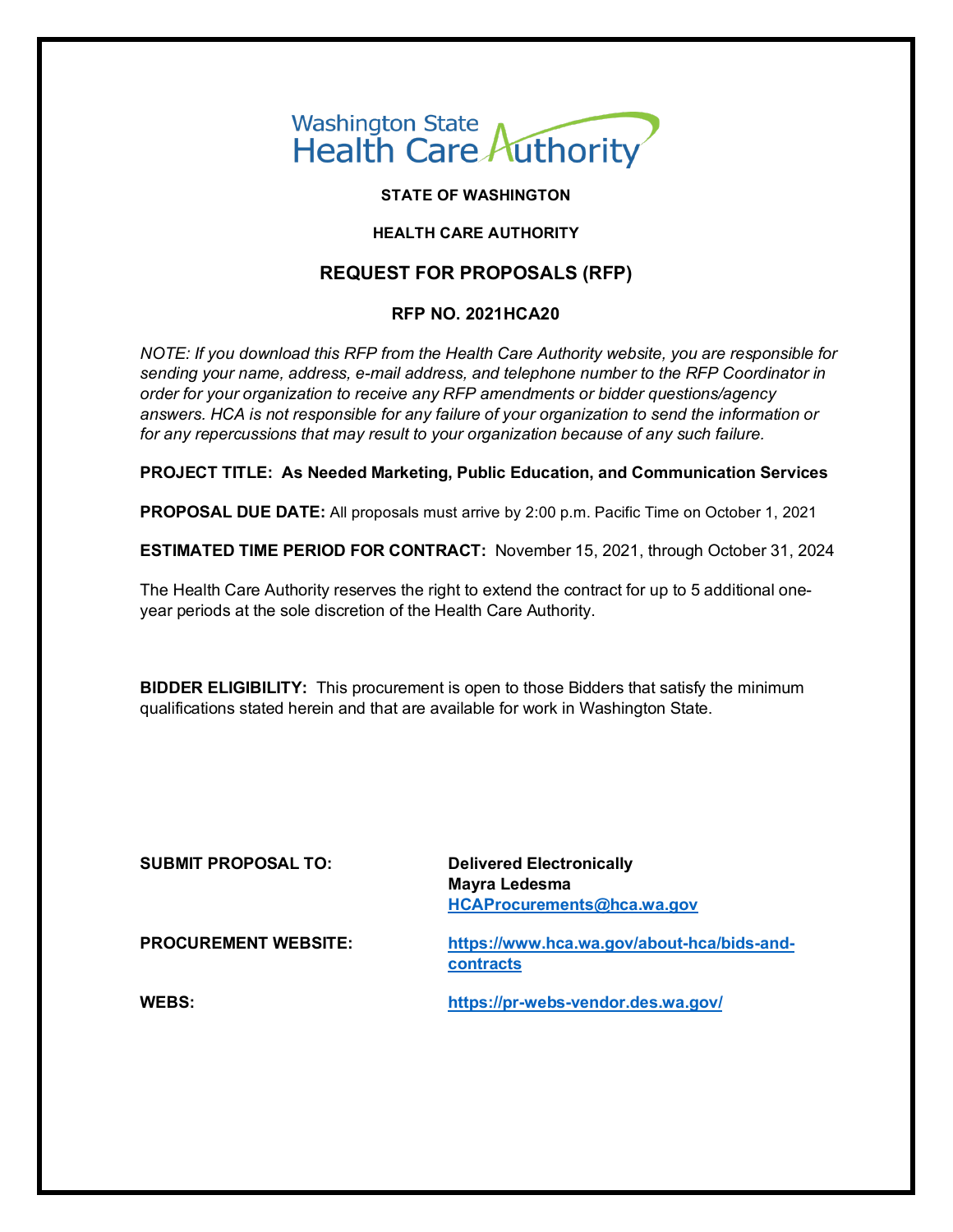Washington State Health Care Authority

**STATE OF WASHINGTON**

**HEALTH CARE AUTHORITY**

## REQUEST FOR PROPOSALS (RFP)

**RFP NO. 2021HCA20**

*NOTE: If you download this RFP from the Health Care Authority website, you are responsible for sending your name, address, e-mail address, and telephone number to the RFP Coordinator in order for your organization to receive any RFP amendments or bidder questions/agency answers. HCA is not responsible for any failure of your organization to send the information or for any repercussions that may result to your organization because of any such failure.*

**PROJECT TITLE: As Needed Marketing, Public Education, and Communication Services**

**PROPOSAL DUE DATE:** All proposals must arrive by 2:00 p.m. Pacific Time on October 1, 2021

**ESTIMATED TIME PERIOD FOR CONTRACT:** November 15, 2021, through October 31, 2024

The Health Care Authority reserves the right to extend the contract for up to 5 additional one-year periods at the sole discretion of the Health Care Authority.

**BIDDER ELIGIBILITY:** This procurement is open to those Bidders that satisfy the minimum qualifications stated herein and that are available for work in Washington State.

**SUBMIT PROPOSAL TO:** **Delivered Electronically**
**Mayra Ledesma**
**HCAProcurements@hca.wa.gov**

**PROCUREMENT WEBSITE:** **https://www.hca.wa.gov/about-hca/bids-and-contracts**

**WEBS:** **https://pr-webs-vendor.des.wa.gov/**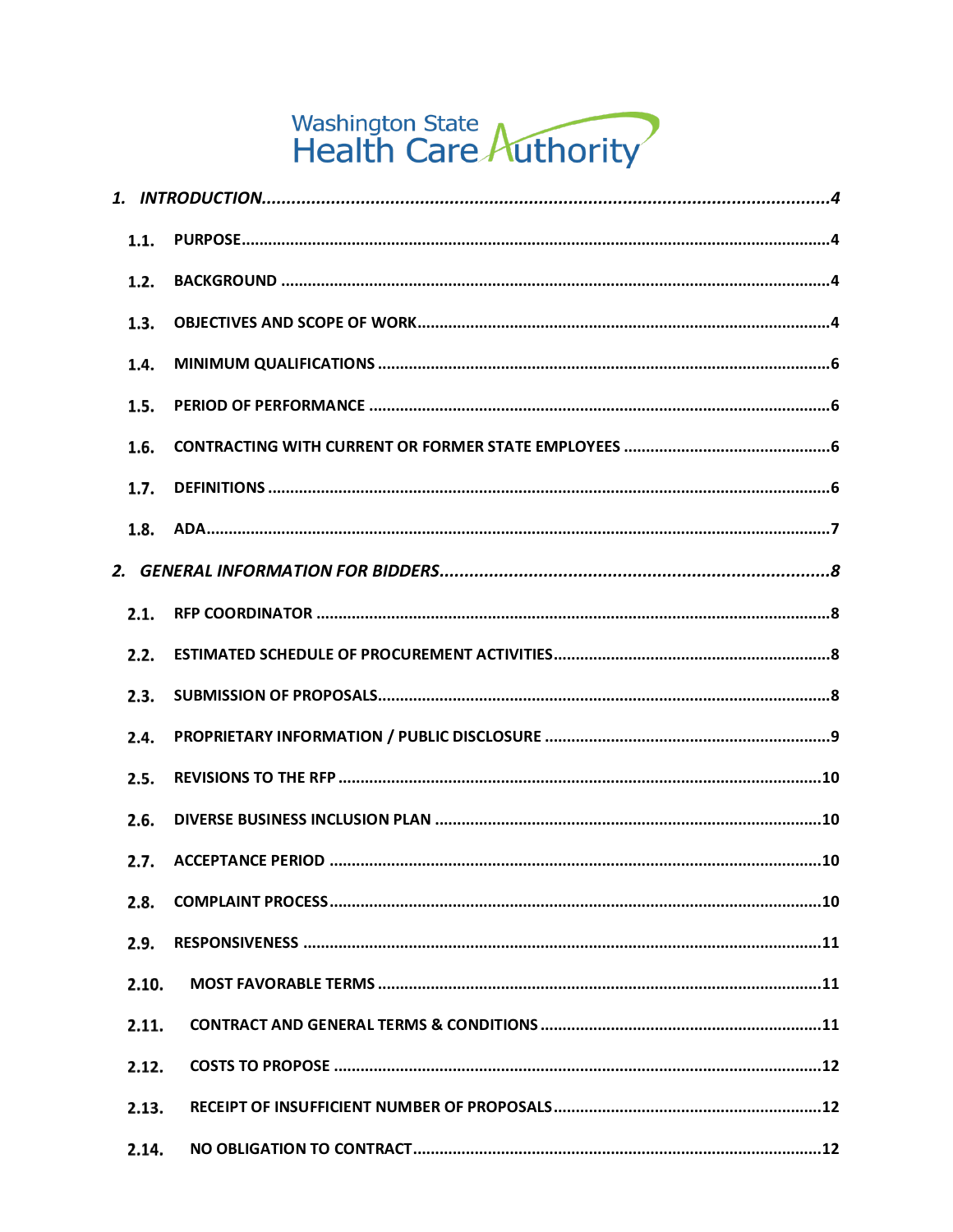Washington State Health Care Authority

**1. INTRODUCTION** ........ 4

- **1.1. PURPOSE** ........ 4
- **1.2. BACKGROUND** ........ 4
- **1.3. OBJECTIVES AND SCOPE OF WORK** ........ 4
- **1.4. MINIMUM QUALIFICATIONS** ........ 6
- **1.5. PERIOD OF PERFORMANCE** ........ 6
- **1.6. CONTRACTING WITH CURRENT OR FORMER STATE EMPLOYEES** ........ 6
- **1.7. DEFINITIONS** ........ 6
- **1.8. ADA** ........ 7

**2. GENERAL INFORMATION FOR BIDDERS** ........ 8

- **2.1. RFP COORDINATOR** ........ 8
- **2.2. ESTIMATED SCHEDULE OF PROCUREMENT ACTIVITIES** ........ 8
- **2.3. SUBMISSION OF PROPOSALS** ........ 8
- **2.4. PROPRIETARY INFORMATION / PUBLIC DISCLOSURE** ........ 9
- **2.5. REVISIONS TO THE RFP** ........ 10
- **2.6. DIVERSE BUSINESS INCLUSION PLAN** ........ 10
- **2.7. ACCEPTANCE PERIOD** ........ 10
- **2.8. COMPLAINT PROCESS** ........ 10
- **2.9. RESPONSIVENESS** ........ 11
- **2.10. MOST FAVORABLE TERMS** ........ 11
- **2.11. CONTRACT AND GENERAL TERMS & CONDITIONS** ........ 11
- **2.12. COSTS TO PROPOSE** ........ 12
- **2.13. RECEIPT OF INSUFFICIENT NUMBER OF PROPOSALS** ........ 12
- **2.14. NO OBLIGATION TO CONTRACT** ........ 12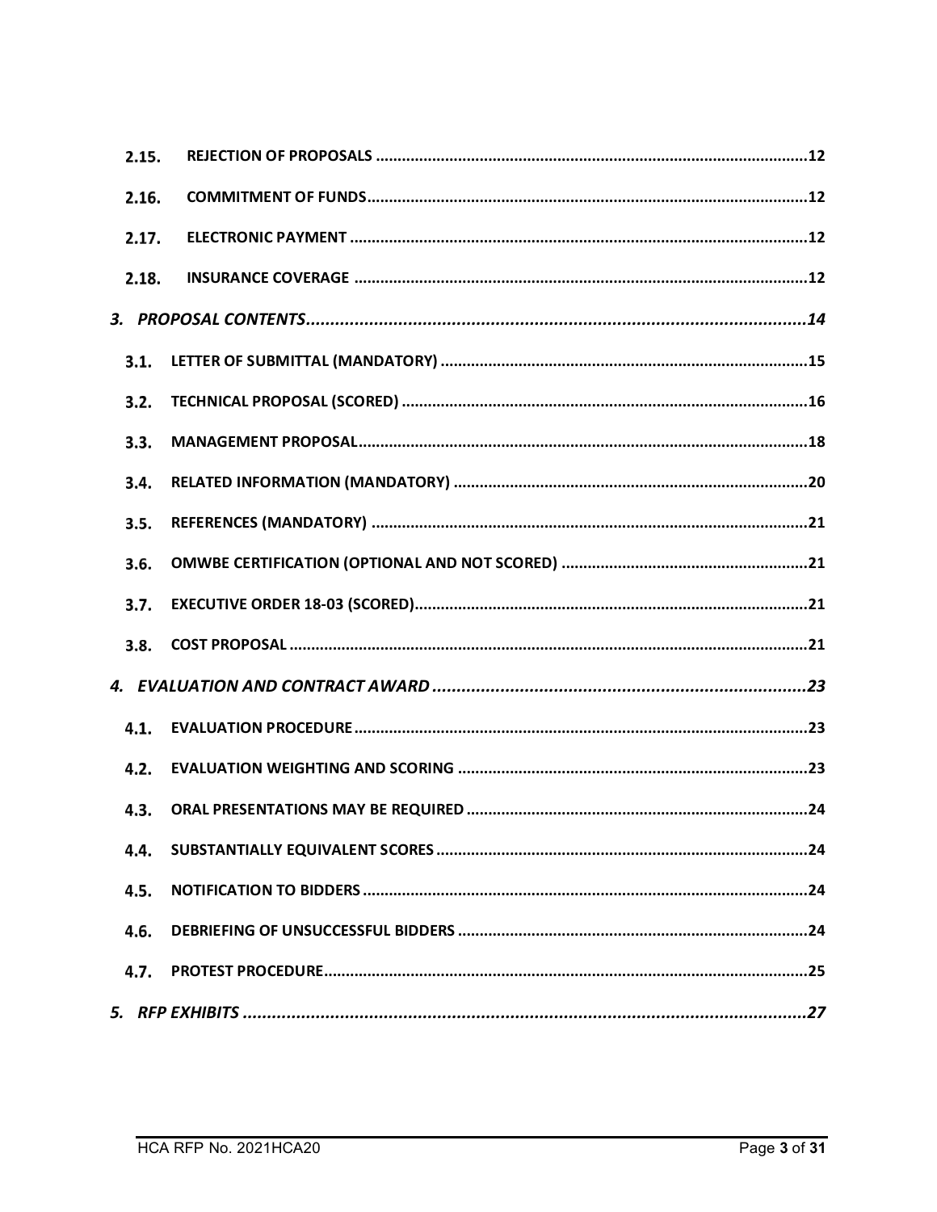2.15. REJECTION OF PROPOSALS ....12

2.16. COMMITMENT OF FUNDS ....12

2.17. ELECTRONIC PAYMENT ....12

2.18. INSURANCE COVERAGE ....12

*3. PROPOSAL CONTENTS ....14*

3.1. LETTER OF SUBMITTAL (MANDATORY) ....15

3.2. TECHNICAL PROPOSAL (SCORED) ....16

3.3. MANAGEMENT PROPOSAL ....18

3.4. RELATED INFORMATION (MANDATORY) ....20

3.5. REFERENCES (MANDATORY) ....21

3.6. OMWBE CERTIFICATION (OPTIONAL AND NOT SCORED) ....21

3.7. EXECUTIVE ORDER 18-03 (SCORED) ....21

3.8. COST PROPOSAL ....21

*4. EVALUATION AND CONTRACT AWARD ....23*

4.1. EVALUATION PROCEDURE ....23

4.2. EVALUATION WEIGHTING AND SCORING ....23

4.3. ORAL PRESENTATIONS MAY BE REQUIRED ....24

4.4. SUBSTANTIALLY EQUIVALENT SCORES ....24

4.5. NOTIFICATION TO BIDDERS ....24

4.6. DEBRIEFING OF UNSUCCESSFUL BIDDERS ....24

4.7. PROTEST PROCEDURE ....25

*5. RFP EXHIBITS ....27*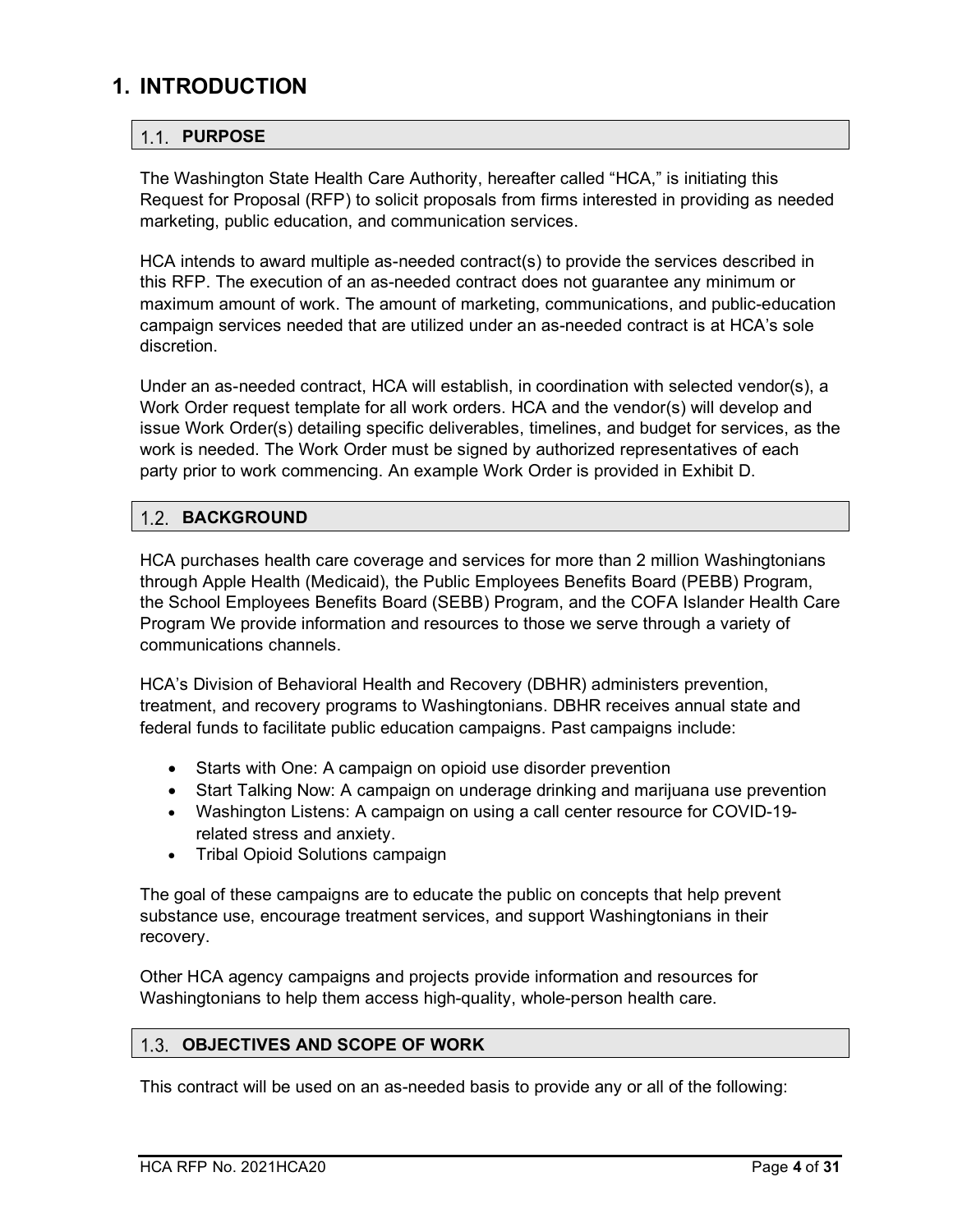# 1. INTRODUCTION

## 1.1. PURPOSE

The Washington State Health Care Authority, hereafter called "HCA," is initiating this Request for Proposal (RFP) to solicit proposals from firms interested in providing as needed marketing, public education, and communication services.

HCA intends to award multiple as-needed contract(s) to provide the services described in this RFP. The execution of an as-needed contract does not guarantee any minimum or maximum amount of work. The amount of marketing, communications, and public-education campaign services needed that are utilized under an as-needed contract is at HCA's sole discretion.

Under an as-needed contract, HCA will establish, in coordination with selected vendor(s), a Work Order request template for all work orders. HCA and the vendor(s) will develop and issue Work Order(s) detailing specific deliverables, timelines, and budget for services, as the work is needed. The Work Order must be signed by authorized representatives of each party prior to work commencing. An example Work Order is provided in Exhibit D.

## 1.2. BACKGROUND

HCA purchases health care coverage and services for more than 2 million Washingtonians through Apple Health (Medicaid), the Public Employees Benefits Board (PEBB) Program, the School Employees Benefits Board (SEBB) Program, and the COFA Islander Health Care Program We provide information and resources to those we serve through a variety of communications channels.

HCA's Division of Behavioral Health and Recovery (DBHR) administers prevention, treatment, and recovery programs to Washingtonians. DBHR receives annual state and federal funds to facilitate public education campaigns. Past campaigns include:

- Starts with One: A campaign on opioid use disorder prevention
- Start Talking Now: A campaign on underage drinking and marijuana use prevention
- Washington Listens: A campaign on using a call center resource for COVID-19-related stress and anxiety.
- Tribal Opioid Solutions campaign

The goal of these campaigns are to educate the public on concepts that help prevent substance use, encourage treatment services, and support Washingtonians in their recovery.

Other HCA agency campaigns and projects provide information and resources for Washingtonians to help them access high-quality, whole-person health care.

## 1.3. OBJECTIVES AND SCOPE OF WORK

This contract will be used on an as-needed basis to provide any or all of the following: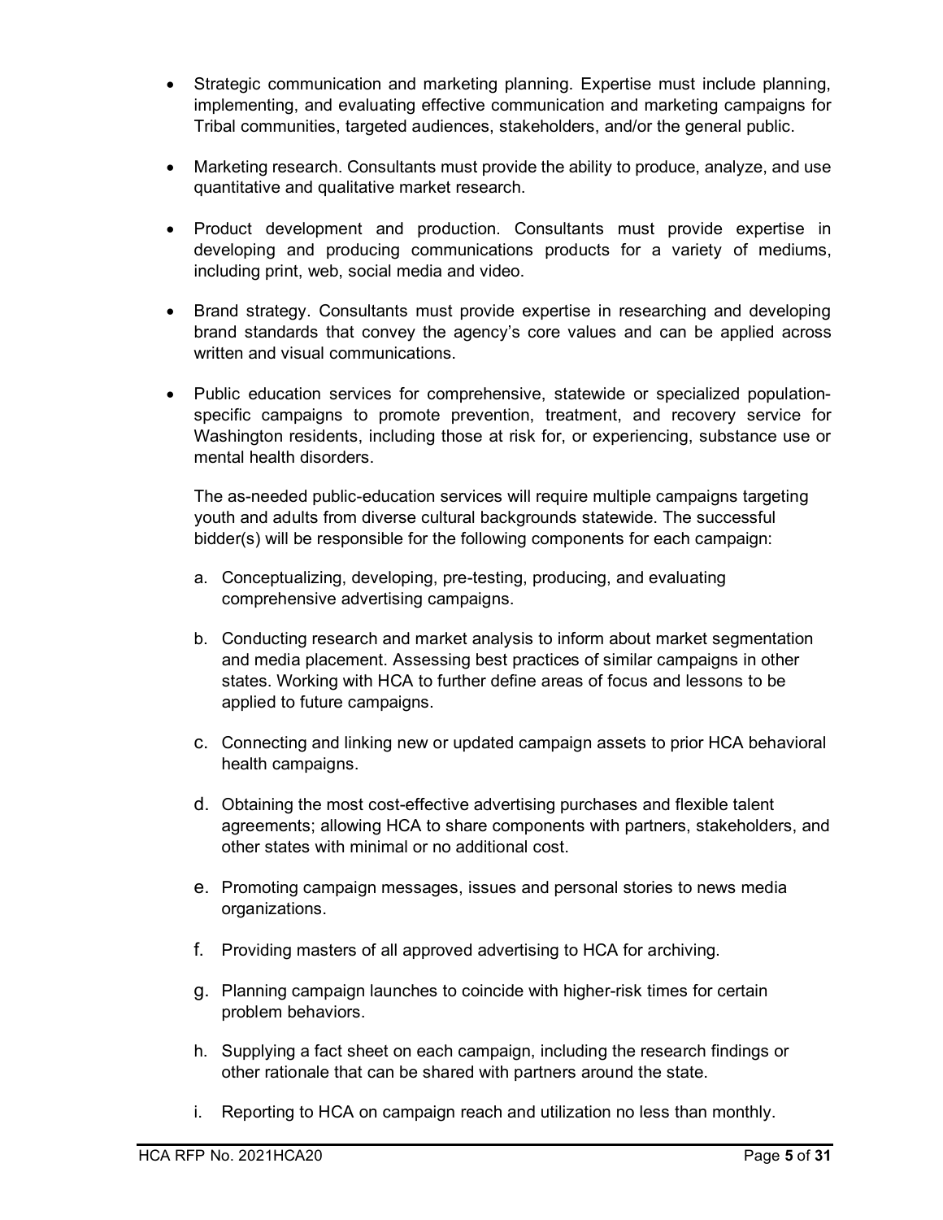- Strategic communication and marketing planning. Expertise must include planning, implementing, and evaluating effective communication and marketing campaigns for Tribal communities, targeted audiences, stakeholders, and/or the general public.

- Marketing research. Consultants must provide the ability to produce, analyze, and use quantitative and qualitative market research.

- Product development and production. Consultants must provide expertise in developing and producing communications products for a variety of mediums, including print, web, social media and video.

- Brand strategy. Consultants must provide expertise in researching and developing brand standards that convey the agency's core values and can be applied across written and visual communications.

- Public education services for comprehensive, statewide or specialized population-specific campaigns to promote prevention, treatment, and recovery service for Washington residents, including those at risk for, or experiencing, substance use or mental health disorders.

  The as-needed public-education services will require multiple campaigns targeting youth and adults from diverse cultural backgrounds statewide. The successful bidder(s) will be responsible for the following components for each campaign:

  a. Conceptualizing, developing, pre-testing, producing, and evaluating comprehensive advertising campaigns.

  b. Conducting research and market analysis to inform about market segmentation and media placement. Assessing best practices of similar campaigns in other states. Working with HCA to further define areas of focus and lessons to be applied to future campaigns.

  c. Connecting and linking new or updated campaign assets to prior HCA behavioral health campaigns.

  d. Obtaining the most cost-effective advertising purchases and flexible talent agreements; allowing HCA to share components with partners, stakeholders, and other states with minimal or no additional cost.

  e. Promoting campaign messages, issues and personal stories to news media organizations.

  f. Providing masters of all approved advertising to HCA for archiving.

  g. Planning campaign launches to coincide with higher-risk times for certain problem behaviors.

  h. Supplying a fact sheet on each campaign, including the research findings or other rationale that can be shared with partners around the state.

  i. Reporting to HCA on campaign reach and utilization no less than monthly.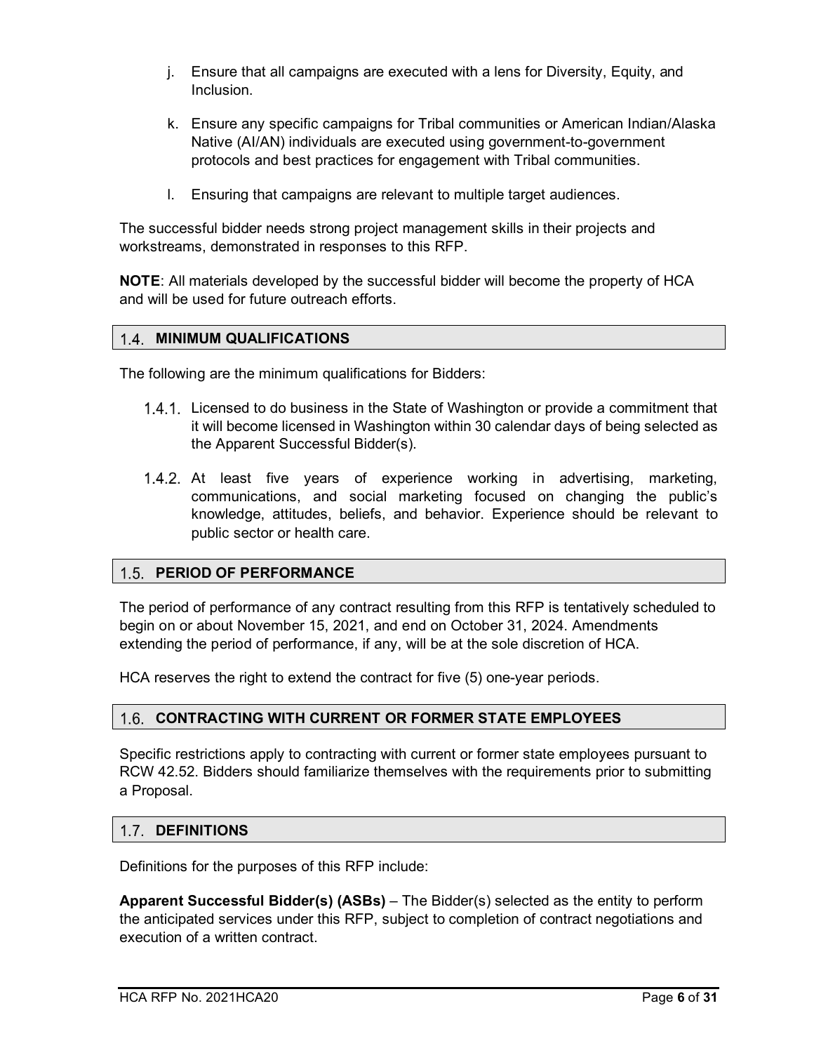j. Ensure that all campaigns are executed with a lens for Diversity, Equity, and Inclusion.

k. Ensure any specific campaigns for Tribal communities or American Indian/Alaska Native (AI/AN) individuals are executed using government-to-government protocols and best practices for engagement with Tribal communities.

l. Ensuring that campaigns are relevant to multiple target audiences.

The successful bidder needs strong project management skills in their projects and workstreams, demonstrated in responses to this RFP.

**NOTE**: All materials developed by the successful bidder will become the property of HCA and will be used for future outreach efforts.

## 1.4. MINIMUM QUALIFICATIONS

The following are the minimum qualifications for Bidders:

1.4.1. Licensed to do business in the State of Washington or provide a commitment that it will become licensed in Washington within 30 calendar days of being selected as the Apparent Successful Bidder(s).

1.4.2. At least five years of experience working in advertising, marketing, communications, and social marketing focused on changing the public's knowledge, attitudes, beliefs, and behavior. Experience should be relevant to public sector or health care.

## 1.5. PERIOD OF PERFORMANCE

The period of performance of any contract resulting from this RFP is tentatively scheduled to begin on or about November 15, 2021, and end on October 31, 2024. Amendments extending the period of performance, if any, will be at the sole discretion of HCA.

HCA reserves the right to extend the contract for five (5) one-year periods.

## 1.6. CONTRACTING WITH CURRENT OR FORMER STATE EMPLOYEES

Specific restrictions apply to contracting with current or former state employees pursuant to RCW 42.52. Bidders should familiarize themselves with the requirements prior to submitting a Proposal.

## 1.7. DEFINITIONS

Definitions for the purposes of this RFP include:

**Apparent Successful Bidder(s) (ASBs)** – The Bidder(s) selected as the entity to perform the anticipated services under this RFP, subject to completion of contract negotiations and execution of a written contract.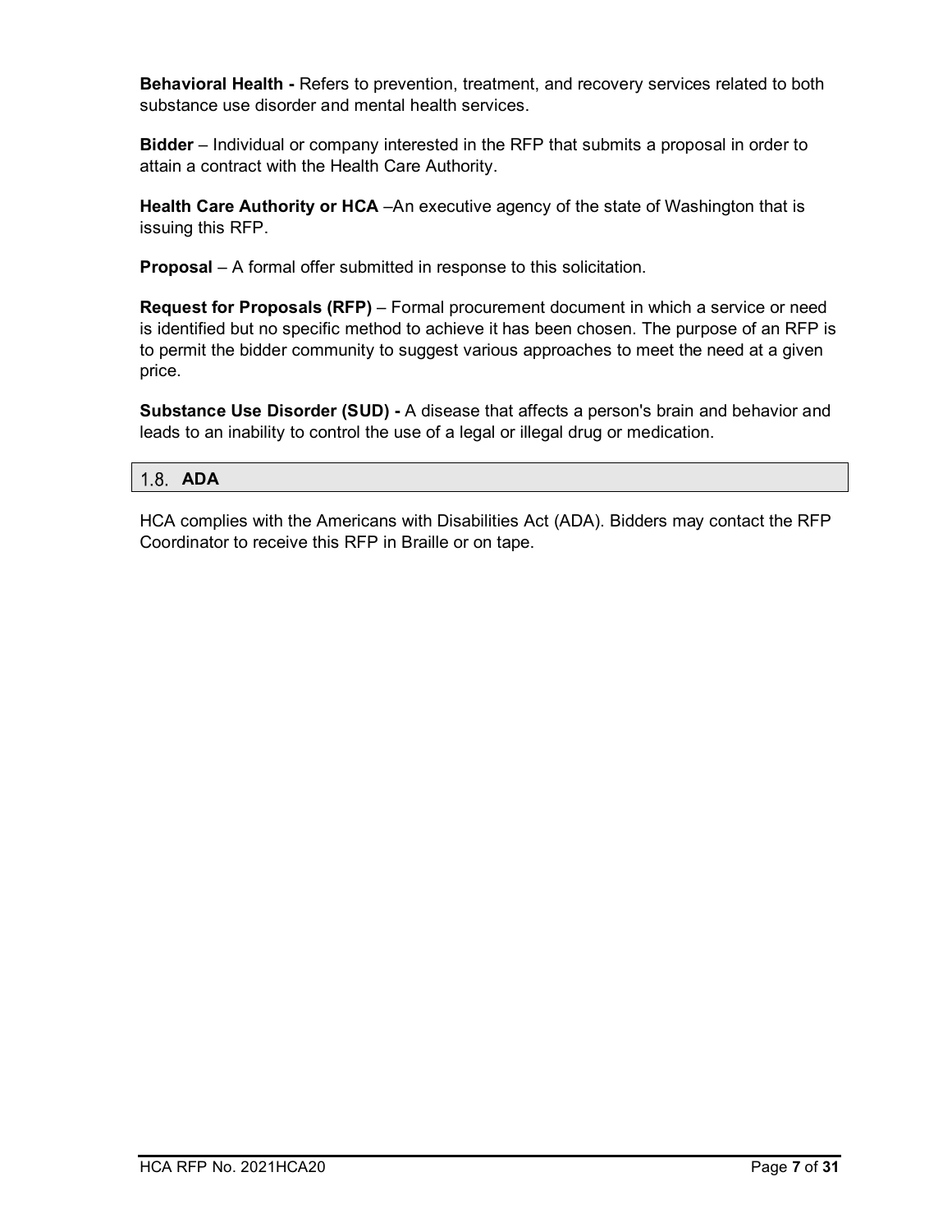**Behavioral Health -** Refers to prevention, treatment, and recovery services related to both substance use disorder and mental health services.

**Bidder** – Individual or company interested in the RFP that submits a proposal in order to attain a contract with the Health Care Authority.

**Health Care Authority or HCA** –An executive agency of the state of Washington that is issuing this RFP.

**Proposal** – A formal offer submitted in response to this solicitation.

**Request for Proposals (RFP)** – Formal procurement document in which a service or need is identified but no specific method to achieve it has been chosen. The purpose of an RFP is to permit the bidder community to suggest various approaches to meet the need at a given price.

**Substance Use Disorder (SUD) -** A disease that affects a person's brain and behavior and leads to an inability to control the use of a legal or illegal drug or medication.

## 1.8. ADA

HCA complies with the Americans with Disabilities Act (ADA). Bidders may contact the RFP Coordinator to receive this RFP in Braille or on tape.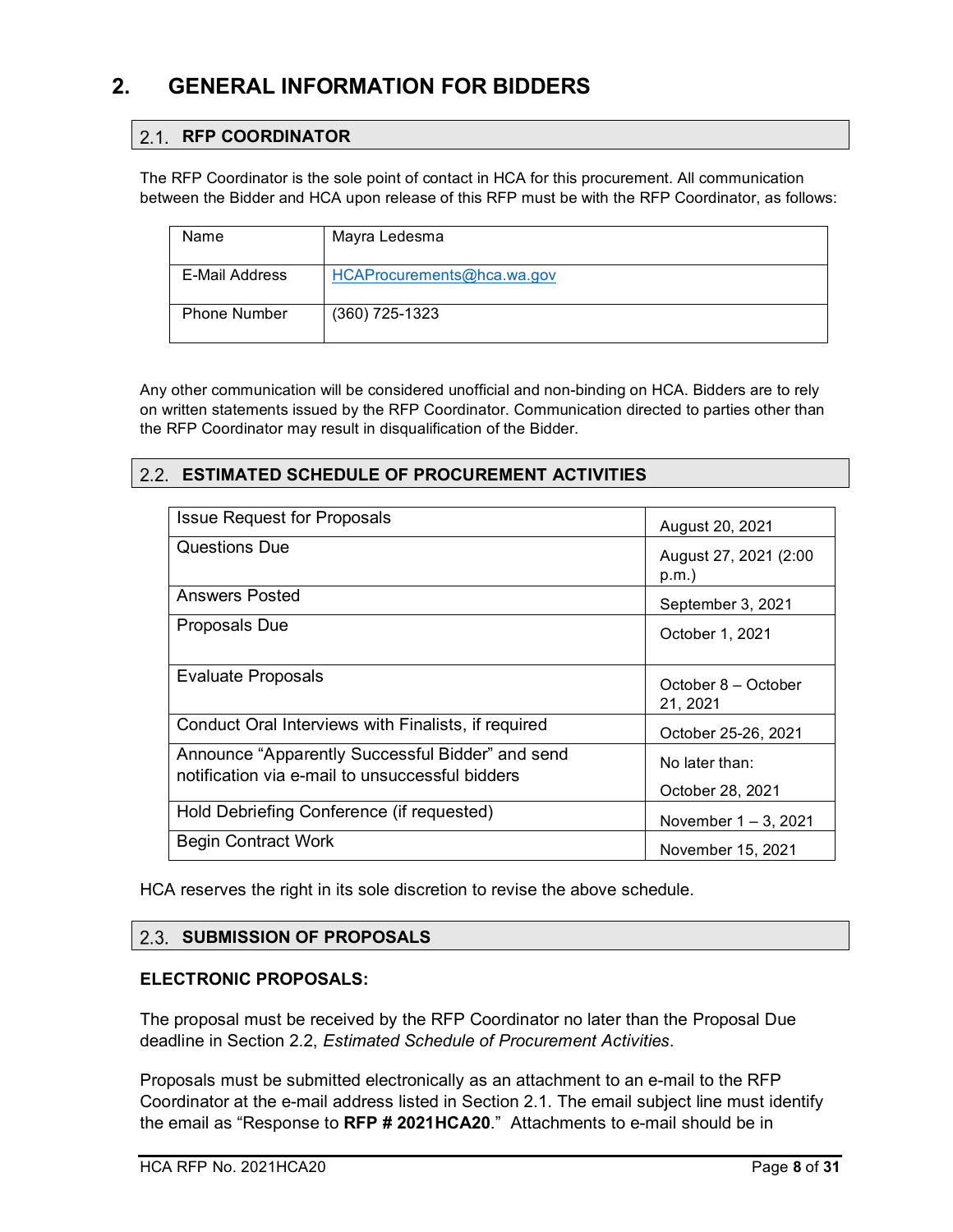# 2. GENERAL INFORMATION FOR BIDDERS

## 2.1. RFP COORDINATOR

The RFP Coordinator is the sole point of contact in HCA for this procurement. All communication between the Bidder and HCA upon release of this RFP must be with the RFP Coordinator, as follows:

| Name | Mayra Ledesma |
|---|---|
| E-Mail Address | HCAProcurements@hca.wa.gov |
| Phone Number | (360) 725-1323 |

Any other communication will be considered unofficial and non-binding on HCA. Bidders are to rely on written statements issued by the RFP Coordinator. Communication directed to parties other than the RFP Coordinator may result in disqualification of the Bidder.

## 2.2. ESTIMATED SCHEDULE OF PROCUREMENT ACTIVITIES

| Activity | Date |
|---|---|
| Issue Request for Proposals | August 20, 2021 |
| Questions Due | August 27, 2021 (2:00 p.m.) |
| Answers Posted | September 3, 2021 |
| Proposals Due | October 1, 2021 |
| Evaluate Proposals | October 8 – October 21, 2021 |
| Conduct Oral Interviews with Finalists, if required | October 25-26, 2021 |
| Announce "Apparently Successful Bidder" and send notification via e-mail to unsuccessful bidders | No later than: October 28, 2021 |
| Hold Debriefing Conference (if requested) | November 1 – 3, 2021 |
| Begin Contract Work | November 15, 2021 |

HCA reserves the right in its sole discretion to revise the above schedule.

## 2.3. SUBMISSION OF PROPOSALS

**ELECTRONIC PROPOSALS:**

The proposal must be received by the RFP Coordinator no later than the Proposal Due deadline in Section 2.2, *Estimated Schedule of Procurement Activities*.

Proposals must be submitted electronically as an attachment to an e-mail to the RFP Coordinator at the e-mail address listed in Section 2.1. The email subject line must identify the email as "Response to **RFP # 2021HCA20**." Attachments to e-mail should be in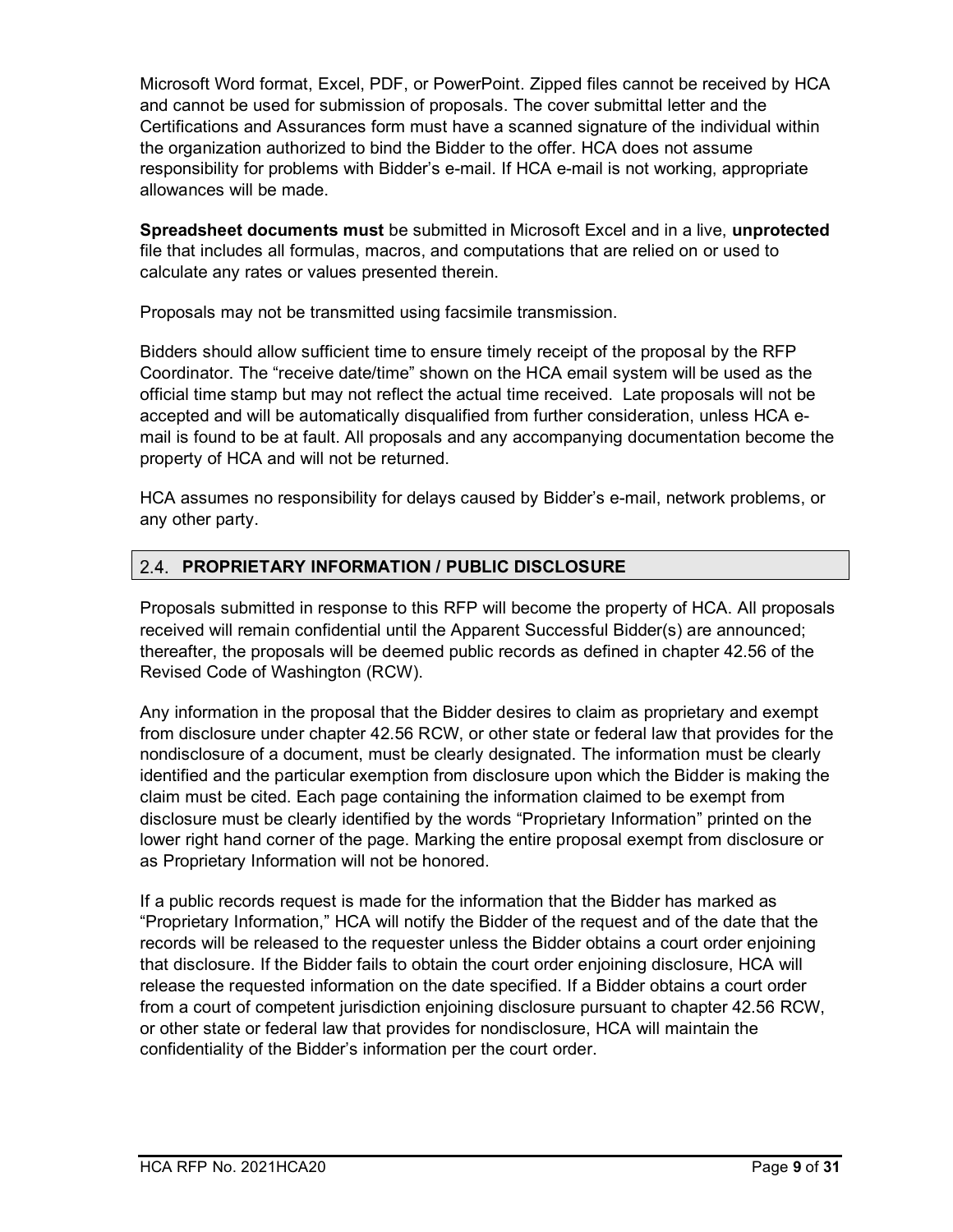Microsoft Word format, Excel, PDF, or PowerPoint. Zipped files cannot be received by HCA and cannot be used for submission of proposals. The cover submittal letter and the Certifications and Assurances form must have a scanned signature of the individual within the organization authorized to bind the Bidder to the offer. HCA does not assume responsibility for problems with Bidder's e-mail. If HCA e-mail is not working, appropriate allowances will be made.

**Spreadsheet documents must** be submitted in Microsoft Excel and in a live, **unprotected** file that includes all formulas, macros, and computations that are relied on or used to calculate any rates or values presented therein.

Proposals may not be transmitted using facsimile transmission.

Bidders should allow sufficient time to ensure timely receipt of the proposal by the RFP Coordinator. The "receive date/time" shown on the HCA email system will be used as the official time stamp but may not reflect the actual time received. Late proposals will not be accepted and will be automatically disqualified from further consideration, unless HCA e-mail is found to be at fault. All proposals and any accompanying documentation become the property of HCA and will not be returned.

HCA assumes no responsibility for delays caused by Bidder's e-mail, network problems, or any other party.

## 2.4. PROPRIETARY INFORMATION / PUBLIC DISCLOSURE

Proposals submitted in response to this RFP will become the property of HCA. All proposals received will remain confidential until the Apparent Successful Bidder(s) are announced; thereafter, the proposals will be deemed public records as defined in chapter 42.56 of the Revised Code of Washington (RCW).

Any information in the proposal that the Bidder desires to claim as proprietary and exempt from disclosure under chapter 42.56 RCW, or other state or federal law that provides for the nondisclosure of a document, must be clearly designated. The information must be clearly identified and the particular exemption from disclosure upon which the Bidder is making the claim must be cited. Each page containing the information claimed to be exempt from disclosure must be clearly identified by the words "Proprietary Information" printed on the lower right hand corner of the page. Marking the entire proposal exempt from disclosure or as Proprietary Information will not be honored.

If a public records request is made for the information that the Bidder has marked as "Proprietary Information," HCA will notify the Bidder of the request and of the date that the records will be released to the requester unless the Bidder obtains a court order enjoining that disclosure. If the Bidder fails to obtain the court order enjoining disclosure, HCA will release the requested information on the date specified. If a Bidder obtains a court order from a court of competent jurisdiction enjoining disclosure pursuant to chapter 42.56 RCW, or other state or federal law that provides for nondisclosure, HCA will maintain the confidentiality of the Bidder's information per the court order.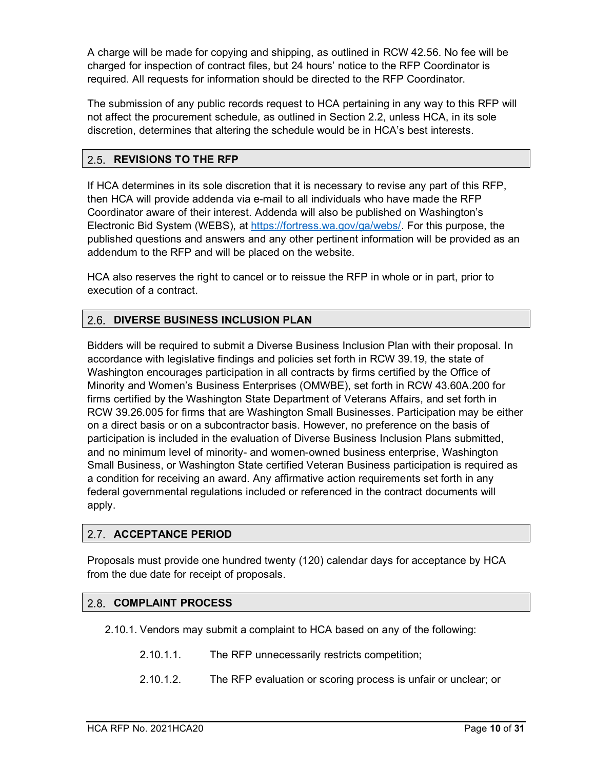A charge will be made for copying and shipping, as outlined in RCW 42.56. No fee will be charged for inspection of contract files, but 24 hours' notice to the RFP Coordinator is required. All requests for information should be directed to the RFP Coordinator.

The submission of any public records request to HCA pertaining in any way to this RFP will not affect the procurement schedule, as outlined in Section 2.2, unless HCA, in its sole discretion, determines that altering the schedule would be in HCA's best interests.

## 2.5. REVISIONS TO THE RFP

If HCA determines in its sole discretion that it is necessary to revise any part of this RFP, then HCA will provide addenda via e-mail to all individuals who have made the RFP Coordinator aware of their interest. Addenda will also be published on Washington's Electronic Bid System (WEBS), at [https://fortress.wa.gov/ga/webs/](https://fortress.wa.gov/ga/webs/). For this purpose, the published questions and answers and any other pertinent information will be provided as an addendum to the RFP and will be placed on the website.

HCA also reserves the right to cancel or to reissue the RFP in whole or in part, prior to execution of a contract.

## 2.6. DIVERSE BUSINESS INCLUSION PLAN

Bidders will be required to submit a Diverse Business Inclusion Plan with their proposal. In accordance with legislative findings and policies set forth in RCW 39.19, the state of Washington encourages participation in all contracts by firms certified by the Office of Minority and Women's Business Enterprises (OMWBE), set forth in RCW 43.60A.200 for firms certified by the Washington State Department of Veterans Affairs, and set forth in RCW 39.26.005 for firms that are Washington Small Businesses. Participation may be either on a direct basis or on a subcontractor basis. However, no preference on the basis of participation is included in the evaluation of Diverse Business Inclusion Plans submitted, and no minimum level of minority- and women-owned business enterprise, Washington Small Business, or Washington State certified Veteran Business participation is required as a condition for receiving an award. Any affirmative action requirements set forth in any federal governmental regulations included or referenced in the contract documents will apply.

## 2.7. ACCEPTANCE PERIOD

Proposals must provide one hundred twenty (120) calendar days for acceptance by HCA from the due date for receipt of proposals.

## 2.8. COMPLAINT PROCESS

2.10.1. Vendors may submit a complaint to HCA based on any of the following:

- 2.10.1.1. The RFP unnecessarily restricts competition;
- 2.10.1.2. The RFP evaluation or scoring process is unfair or unclear; or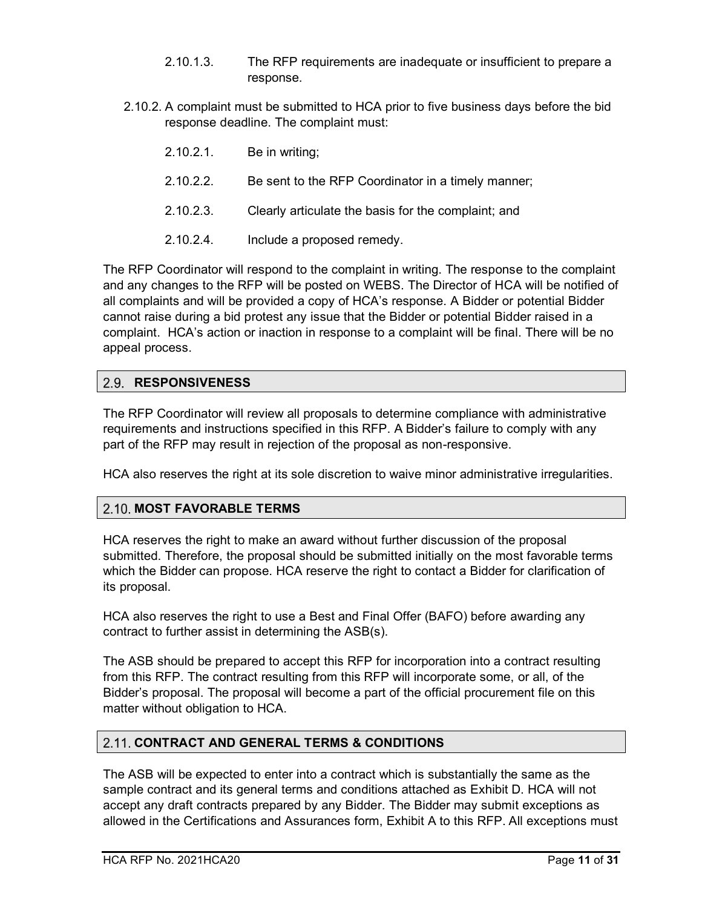2.10.1.3. The RFP requirements are inadequate or insufficient to prepare a response.

2.10.2. A complaint must be submitted to HCA prior to five business days before the bid response deadline. The complaint must:

2.10.2.1. Be in writing;

2.10.2.2. Be sent to the RFP Coordinator in a timely manner;

2.10.2.3. Clearly articulate the basis for the complaint; and

2.10.2.4. Include a proposed remedy.

The RFP Coordinator will respond to the complaint in writing. The response to the complaint and any changes to the RFP will be posted on WEBS. The Director of HCA will be notified of all complaints and will be provided a copy of HCA's response. A Bidder or potential Bidder cannot raise during a bid protest any issue that the Bidder or potential Bidder raised in a complaint. HCA's action or inaction in response to a complaint will be final. There will be no appeal process.

## 2.9. RESPONSIVENESS

The RFP Coordinator will review all proposals to determine compliance with administrative requirements and instructions specified in this RFP. A Bidder's failure to comply with any part of the RFP may result in rejection of the proposal as non-responsive.

HCA also reserves the right at its sole discretion to waive minor administrative irregularities.

## 2.10. MOST FAVORABLE TERMS

HCA reserves the right to make an award without further discussion of the proposal submitted. Therefore, the proposal should be submitted initially on the most favorable terms which the Bidder can propose. HCA reserve the right to contact a Bidder for clarification of its proposal.

HCA also reserves the right to use a Best and Final Offer (BAFO) before awarding any contract to further assist in determining the ASB(s).

The ASB should be prepared to accept this RFP for incorporation into a contract resulting from this RFP. The contract resulting from this RFP will incorporate some, or all, of the Bidder's proposal. The proposal will become a part of the official procurement file on this matter without obligation to HCA.

## 2.11. CONTRACT AND GENERAL TERMS & CONDITIONS

The ASB will be expected to enter into a contract which is substantially the same as the sample contract and its general terms and conditions attached as Exhibit D. HCA will not accept any draft contracts prepared by any Bidder. The Bidder may submit exceptions as allowed in the Certifications and Assurances form, Exhibit A to this RFP. All exceptions must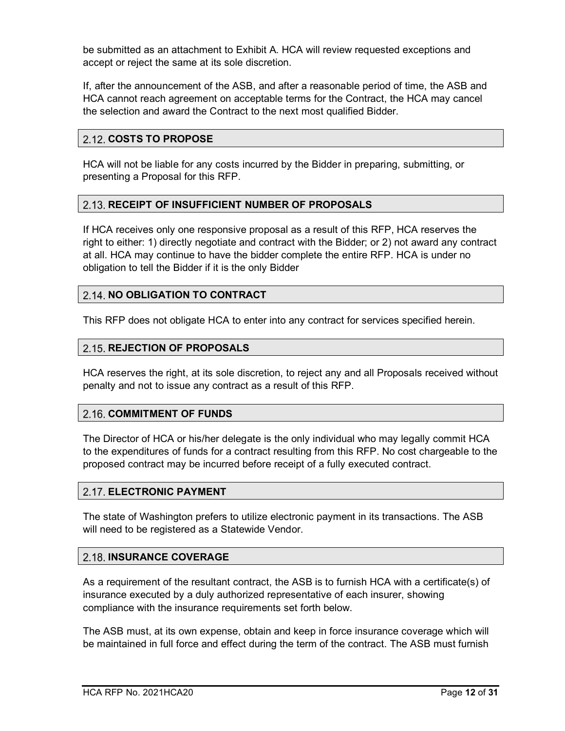be submitted as an attachment to Exhibit A. HCA will review requested exceptions and accept or reject the same at its sole discretion.

If, after the announcement of the ASB, and after a reasonable period of time, the ASB and HCA cannot reach agreement on acceptable terms for the Contract, the HCA may cancel the selection and award the Contract to the next most qualified Bidder.

## 2.12. COSTS TO PROPOSE

HCA will not be liable for any costs incurred by the Bidder in preparing, submitting, or presenting a Proposal for this RFP.

## 2.13. RECEIPT OF INSUFFICIENT NUMBER OF PROPOSALS

If HCA receives only one responsive proposal as a result of this RFP, HCA reserves the right to either: 1) directly negotiate and contract with the Bidder; or 2) not award any contract at all. HCA may continue to have the bidder complete the entire RFP. HCA is under no obligation to tell the Bidder if it is the only Bidder

## 2.14. NO OBLIGATION TO CONTRACT

This RFP does not obligate HCA to enter into any contract for services specified herein.

## 2.15. REJECTION OF PROPOSALS

HCA reserves the right, at its sole discretion, to reject any and all Proposals received without penalty and not to issue any contract as a result of this RFP.

## 2.16. COMMITMENT OF FUNDS

The Director of HCA or his/her delegate is the only individual who may legally commit HCA to the expenditures of funds for a contract resulting from this RFP. No cost chargeable to the proposed contract may be incurred before receipt of a fully executed contract.

## 2.17. ELECTRONIC PAYMENT

The state of Washington prefers to utilize electronic payment in its transactions. The ASB will need to be registered as a Statewide Vendor.

## 2.18. INSURANCE COVERAGE

As a requirement of the resultant contract, the ASB is to furnish HCA with a certificate(s) of insurance executed by a duly authorized representative of each insurer, showing compliance with the insurance requirements set forth below.

The ASB must, at its own expense, obtain and keep in force insurance coverage which will be maintained in full force and effect during the term of the contract. The ASB must furnish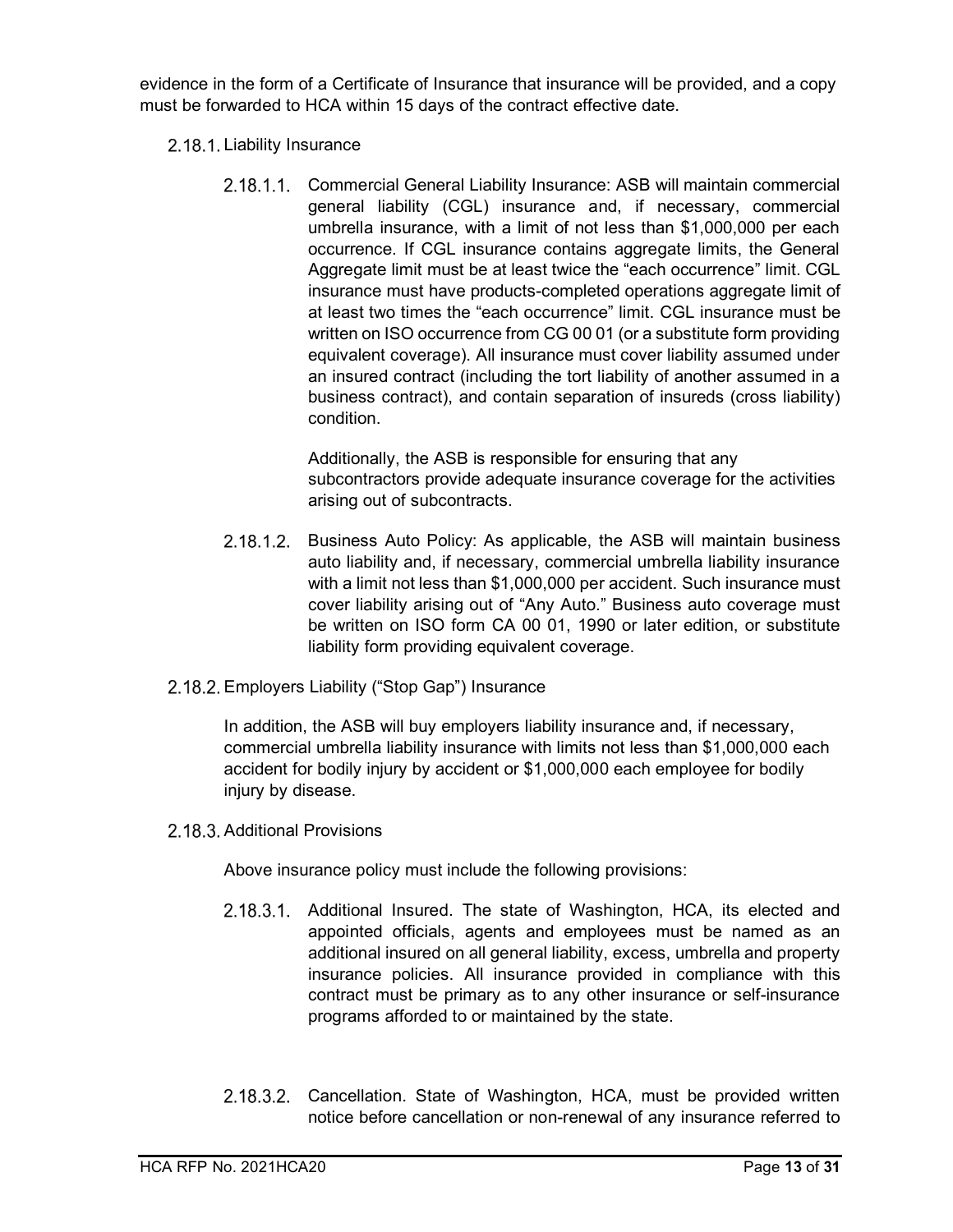evidence in the form of a Certificate of Insurance that insurance will be provided, and a copy must be forwarded to HCA within 15 days of the contract effective date.

2.18.1. Liability Insurance

2.18.1.1. Commercial General Liability Insurance: ASB will maintain commercial general liability (CGL) insurance and, if necessary, commercial umbrella insurance, with a limit of not less than $1,000,000 per each occurrence. If CGL insurance contains aggregate limits, the General Aggregate limit must be at least twice the "each occurrence" limit. CGL insurance must have products-completed operations aggregate limit of at least two times the "each occurrence" limit. CGL insurance must be written on ISO occurrence from CG 00 01 (or a substitute form providing equivalent coverage). All insurance must cover liability assumed under an insured contract (including the tort liability of another assumed in a business contract), and contain separation of insureds (cross liability) condition.

Additionally, the ASB is responsible for ensuring that any subcontractors provide adequate insurance coverage for the activities arising out of subcontracts.

2.18.1.2. Business Auto Policy: As applicable, the ASB will maintain business auto liability and, if necessary, commercial umbrella liability insurance with a limit not less than $1,000,000 per accident. Such insurance must cover liability arising out of "Any Auto." Business auto coverage must be written on ISO form CA 00 01, 1990 or later edition, or substitute liability form providing equivalent coverage.

2.18.2. Employers Liability ("Stop Gap") Insurance

In addition, the ASB will buy employers liability insurance and, if necessary, commercial umbrella liability insurance with limits not less than $1,000,000 each accident for bodily injury by accident or $1,000,000 each employee for bodily injury by disease.

2.18.3. Additional Provisions

Above insurance policy must include the following provisions:

2.18.3.1. Additional Insured. The state of Washington, HCA, its elected and appointed officials, agents and employees must be named as an additional insured on all general liability, excess, umbrella and property insurance policies. All insurance provided in compliance with this contract must be primary as to any other insurance or self-insurance programs afforded to or maintained by the state.

2.18.3.2. Cancellation. State of Washington, HCA, must be provided written notice before cancellation or non-renewal of any insurance referred to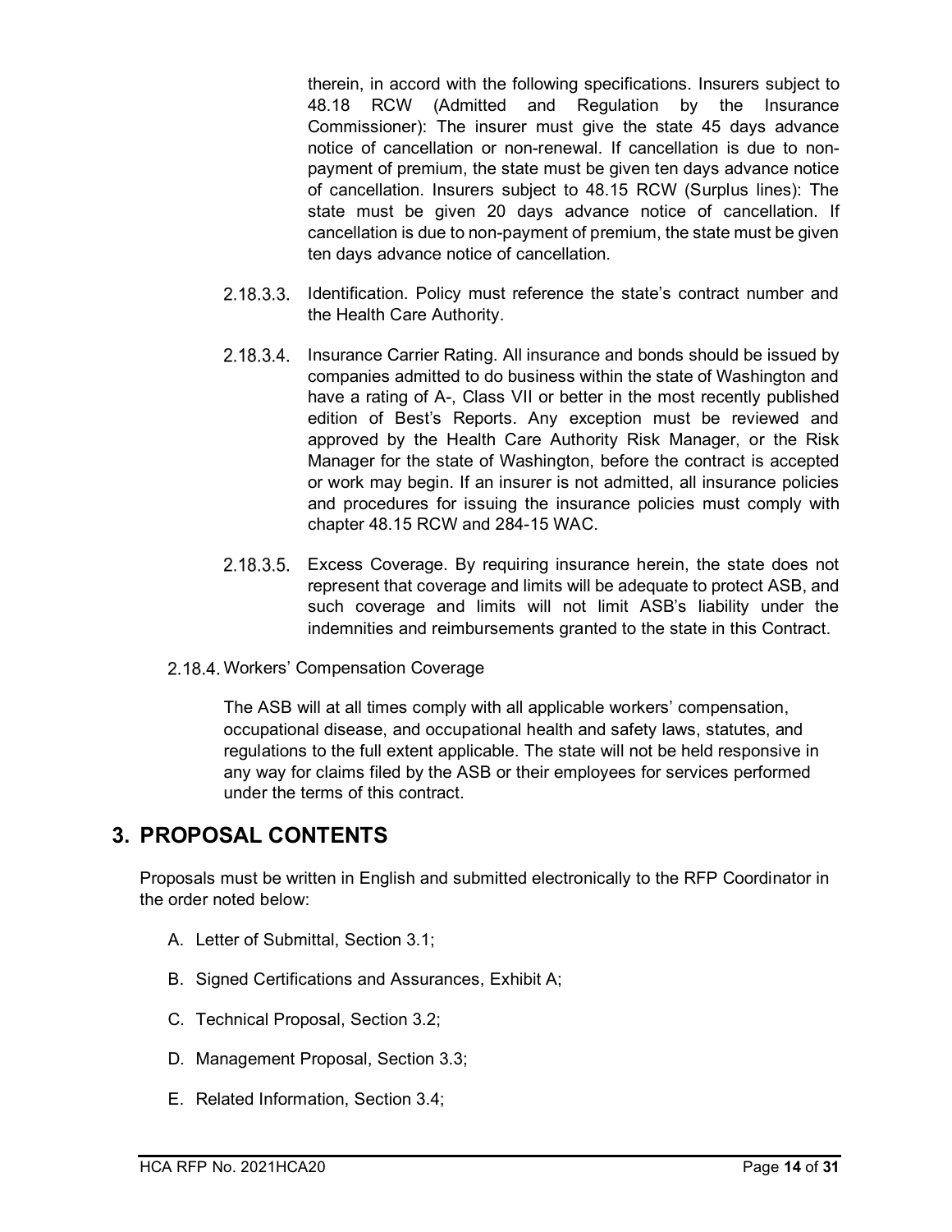therein, in accord with the following specifications. Insurers subject to 48.18 RCW (Admitted and Regulation by the Insurance Commissioner): The insurer must give the state 45 days advance notice of cancellation or non-renewal. If cancellation is due to non-payment of premium, the state must be given ten days advance notice of cancellation. Insurers subject to 48.15 RCW (Surplus lines): The state must be given 20 days advance notice of cancellation. If cancellation is due to non-payment of premium, the state must be given ten days advance notice of cancellation.

2.18.3.3. Identification. Policy must reference the state's contract number and the Health Care Authority.

2.18.3.4. Insurance Carrier Rating. All insurance and bonds should be issued by companies admitted to do business within the state of Washington and have a rating of A-, Class VII or better in the most recently published edition of Best's Reports. Any exception must be reviewed and approved by the Health Care Authority Risk Manager, or the Risk Manager for the state of Washington, before the contract is accepted or work may begin. If an insurer is not admitted, all insurance policies and procedures for issuing the insurance policies must comply with chapter 48.15 RCW and 284-15 WAC.

2.18.3.5. Excess Coverage. By requiring insurance herein, the state does not represent that coverage and limits will be adequate to protect ASB, and such coverage and limits will not limit ASB's liability under the indemnities and reimbursements granted to the state in this Contract.

2.18.4. Workers' Compensation Coverage

The ASB will at all times comply with all applicable workers' compensation, occupational disease, and occupational health and safety laws, statutes, and regulations to the full extent applicable. The state will not be held responsive in any way for claims filed by the ASB or their employees for services performed under the terms of this contract.

## 3. PROPOSAL CONTENTS

Proposals must be written in English and submitted electronically to the RFP Coordinator in the order noted below:

A. Letter of Submittal, Section 3.1;

B. Signed Certifications and Assurances, Exhibit A;

C. Technical Proposal, Section 3.2;

D. Management Proposal, Section 3.3;

E. Related Information, Section 3.4;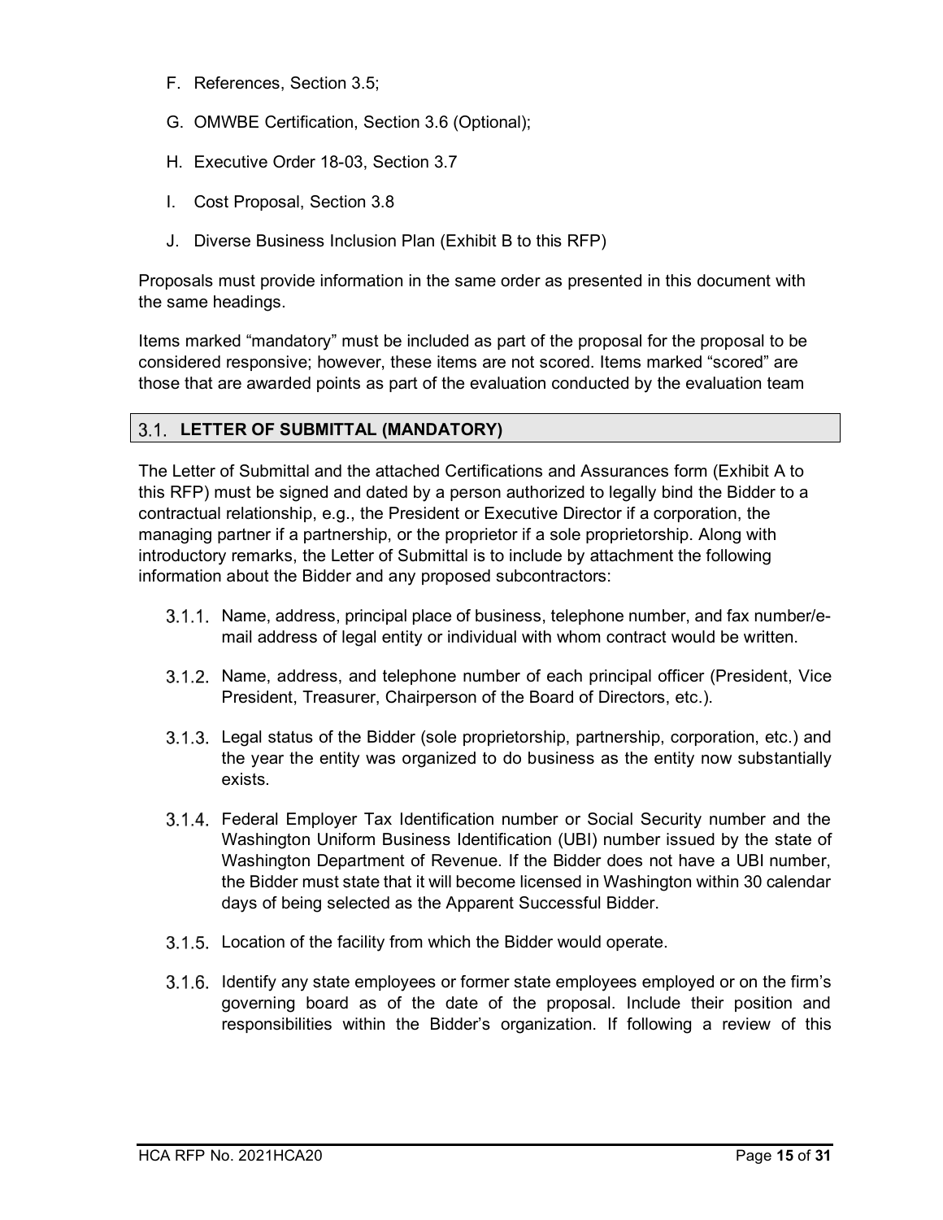F. References, Section 3.5;

G. OMWBE Certification, Section 3.6 (Optional);

H. Executive Order 18-03, Section 3.7

I. Cost Proposal, Section 3.8

J. Diverse Business Inclusion Plan (Exhibit B to this RFP)

Proposals must provide information in the same order as presented in this document with the same headings.

Items marked "mandatory" must be included as part of the proposal for the proposal to be considered responsive; however, these items are not scored. Items marked "scored" are those that are awarded points as part of the evaluation conducted by the evaluation team

## 3.1. LETTER OF SUBMITTAL (MANDATORY)

The Letter of Submittal and the attached Certifications and Assurances form (Exhibit A to this RFP) must be signed and dated by a person authorized to legally bind the Bidder to a contractual relationship, e.g., the President or Executive Director if a corporation, the managing partner if a partnership, or the proprietor if a sole proprietorship. Along with introductory remarks, the Letter of Submittal is to include by attachment the following information about the Bidder and any proposed subcontractors:

3.1.1. Name, address, principal place of business, telephone number, and fax number/e-mail address of legal entity or individual with whom contract would be written.

3.1.2. Name, address, and telephone number of each principal officer (President, Vice President, Treasurer, Chairperson of the Board of Directors, etc.).

3.1.3. Legal status of the Bidder (sole proprietorship, partnership, corporation, etc.) and the year the entity was organized to do business as the entity now substantially exists.

3.1.4. Federal Employer Tax Identification number or Social Security number and the Washington Uniform Business Identification (UBI) number issued by the state of Washington Department of Revenue. If the Bidder does not have a UBI number, the Bidder must state that it will become licensed in Washington within 30 calendar days of being selected as the Apparent Successful Bidder.

3.1.5. Location of the facility from which the Bidder would operate.

3.1.6. Identify any state employees or former state employees employed or on the firm's governing board as of the date of the proposal. Include their position and responsibilities within the Bidder's organization. If following a review of this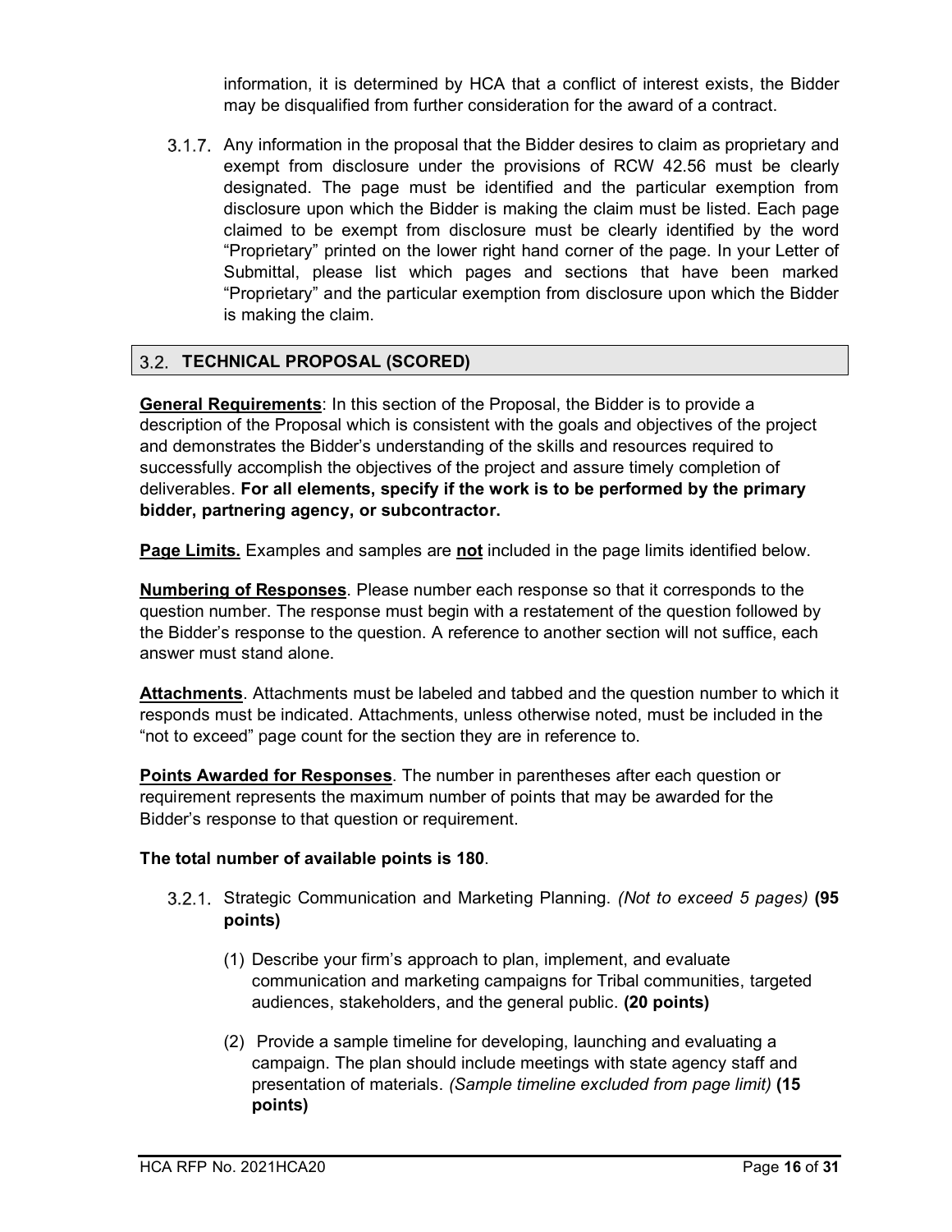information, it is determined by HCA that a conflict of interest exists, the Bidder may be disqualified from further consideration for the award of a contract.

3.1.7. Any information in the proposal that the Bidder desires to claim as proprietary and exempt from disclosure under the provisions of RCW 42.56 must be clearly designated. The page must be identified and the particular exemption from disclosure upon which the Bidder is making the claim must be listed. Each page claimed to be exempt from disclosure must be clearly identified by the word "Proprietary" printed on the lower right hand corner of the page. In your Letter of Submittal, please list which pages and sections that have been marked "Proprietary" and the particular exemption from disclosure upon which the Bidder is making the claim.

## 3.2. TECHNICAL PROPOSAL (SCORED)

**General Requirements**: In this section of the Proposal, the Bidder is to provide a description of the Proposal which is consistent with the goals and objectives of the project and demonstrates the Bidder's understanding of the skills and resources required to successfully accomplish the objectives of the project and assure timely completion of deliverables. **For all elements, specify if the work is to be performed by the primary bidder, partnering agency, or subcontractor.**

**Page Limits.** Examples and samples are **not** included in the page limits identified below.

**Numbering of Responses**. Please number each response so that it corresponds to the question number. The response must begin with a restatement of the question followed by the Bidder's response to the question. A reference to another section will not suffice, each answer must stand alone.

**Attachments**. Attachments must be labeled and tabbed and the question number to which it responds must be indicated. Attachments, unless otherwise noted, must be included in the "not to exceed" page count for the section they are in reference to.

**Points Awarded for Responses**. The number in parentheses after each question or requirement represents the maximum number of points that may be awarded for the Bidder's response to that question or requirement.

**The total number of available points is 180**.

3.2.1. Strategic Communication and Marketing Planning. *(Not to exceed 5 pages)* **(95 points)**

(1) Describe your firm's approach to plan, implement, and evaluate communication and marketing campaigns for Tribal communities, targeted audiences, stakeholders, and the general public. **(20 points)**

(2) Provide a sample timeline for developing, launching and evaluating a campaign. The plan should include meetings with state agency staff and presentation of materials. *(Sample timeline excluded from page limit)* **(15 points)**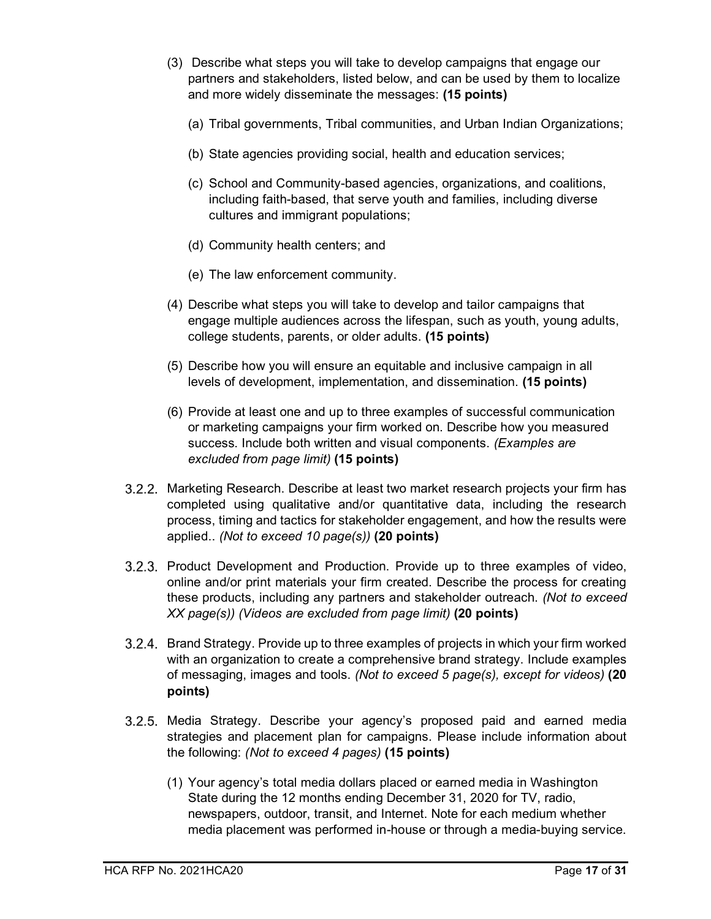(3) Describe what steps you will take to develop campaigns that engage our partners and stakeholders, listed below, and can be used by them to localize and more widely disseminate the messages: **(15 points)**

   (a) Tribal governments, Tribal communities, and Urban Indian Organizations;

   (b) State agencies providing social, health and education services;

   (c) School and Community-based agencies, organizations, and coalitions, including faith-based, that serve youth and families, including diverse cultures and immigrant populations;

   (d) Community health centers; and

   (e) The law enforcement community.

(4) Describe what steps you will take to develop and tailor campaigns that engage multiple audiences across the lifespan, such as youth, young adults, college students, parents, or older adults. **(15 points)**

(5) Describe how you will ensure an equitable and inclusive campaign in all levels of development, implementation, and dissemination. **(15 points)**

(6) Provide at least one and up to three examples of successful communication or marketing campaigns your firm worked on. Describe how you measured success. Include both written and visual components. *(Examples are excluded from page limit)* **(15 points)**

3.2.2. Marketing Research. Describe at least two market research projects your firm has completed using qualitative and/or quantitative data, including the research process, timing and tactics for stakeholder engagement, and how the results were applied.. *(Not to exceed 10 page(s))* **(20 points)**

3.2.3. Product Development and Production. Provide up to three examples of video, online and/or print materials your firm created. Describe the process for creating these products, including any partners and stakeholder outreach. *(Not to exceed XX page(s)) (Videos are excluded from page limit)* **(20 points)**

3.2.4. Brand Strategy. Provide up to three examples of projects in which your firm worked with an organization to create a comprehensive brand strategy. Include examples of messaging, images and tools. *(Not to exceed 5 page(s), except for videos)* **(20 points)**

3.2.5. Media Strategy. Describe your agency's proposed paid and earned media strategies and placement plan for campaigns. Please include information about the following: *(Not to exceed 4 pages)* **(15 points)**

(1) Your agency's total media dollars placed or earned media in Washington State during the 12 months ending December 31, 2020 for TV, radio, newspapers, outdoor, transit, and Internet. Note for each medium whether media placement was performed in-house or through a media-buying service.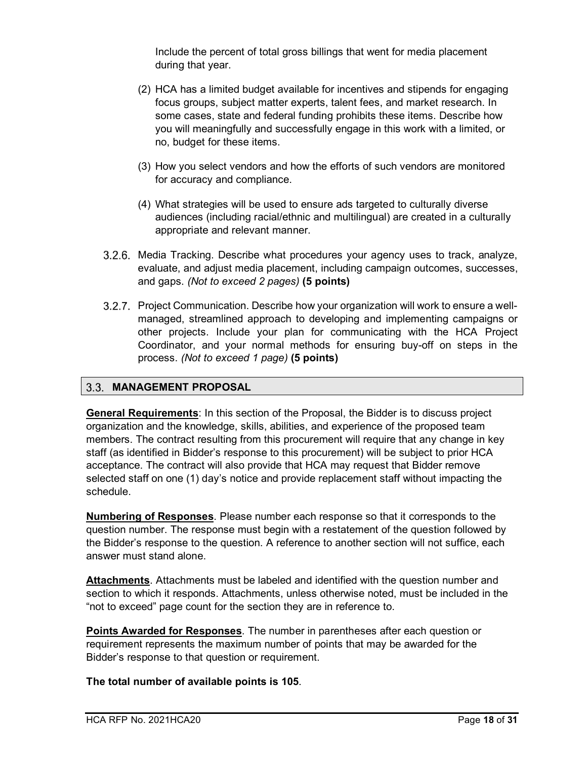Include the percent of total gross billings that went for media placement during that year.

(2) HCA has a limited budget available for incentives and stipends for engaging focus groups, subject matter experts, talent fees, and market research. In some cases, state and federal funding prohibits these items. Describe how you will meaningfully and successfully engage in this work with a limited, or no, budget for these items.

(3) How you select vendors and how the efforts of such vendors are monitored for accuracy and compliance.

(4) What strategies will be used to ensure ads targeted to culturally diverse audiences (including racial/ethnic and multilingual) are created in a culturally appropriate and relevant manner.

3.2.6. Media Tracking. Describe what procedures your agency uses to track, analyze, evaluate, and adjust media placement, including campaign outcomes, successes, and gaps. *(Not to exceed 2 pages)* **(5 points)**

3.2.7. Project Communication. Describe how your organization will work to ensure a well-managed, streamlined approach to developing and implementing campaigns or other projects. Include your plan for communicating with the HCA Project Coordinator, and your normal methods for ensuring buy-off on steps in the process. *(Not to exceed 1 page)* **(5 points)**

## 3.3. MANAGEMENT PROPOSAL

**General Requirements**: In this section of the Proposal, the Bidder is to discuss project organization and the knowledge, skills, abilities, and experience of the proposed team members. The contract resulting from this procurement will require that any change in key staff (as identified in Bidder's response to this procurement) will be subject to prior HCA acceptance. The contract will also provide that HCA may request that Bidder remove selected staff on one (1) day's notice and provide replacement staff without impacting the schedule.

**Numbering of Responses**. Please number each response so that it corresponds to the question number. The response must begin with a restatement of the question followed by the Bidder's response to the question. A reference to another section will not suffice, each answer must stand alone.

**Attachments**. Attachments must be labeled and identified with the question number and section to which it responds. Attachments, unless otherwise noted, must be included in the "not to exceed" page count for the section they are in reference to.

**Points Awarded for Responses**. The number in parentheses after each question or requirement represents the maximum number of points that may be awarded for the Bidder's response to that question or requirement.

**The total number of available points is 105**.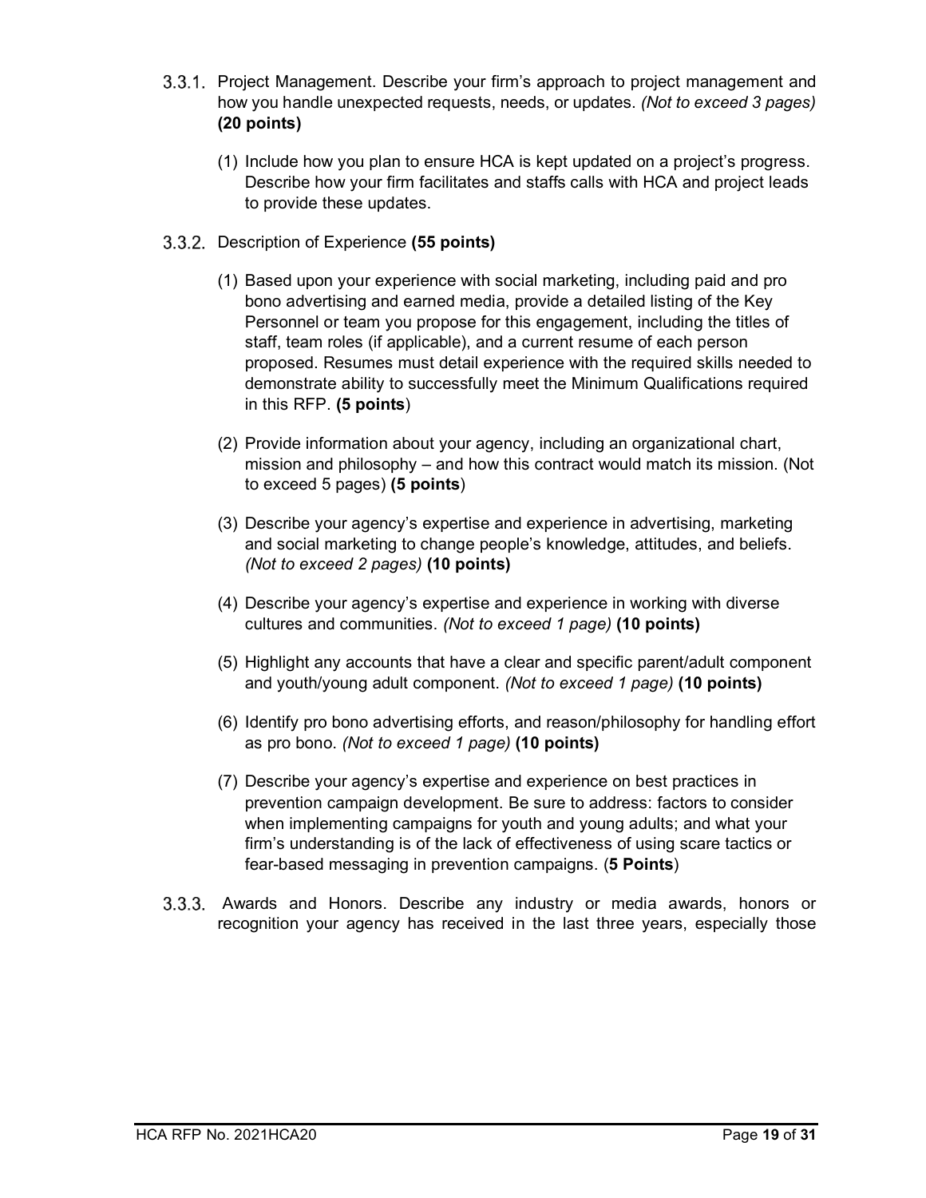3.3.1. Project Management. Describe your firm's approach to project management and how you handle unexpected requests, needs, or updates. *(Not to exceed 3 pages)* **(20 points)**

(1) Include how you plan to ensure HCA is kept updated on a project's progress. Describe how your firm facilitates and staffs calls with HCA and project leads to provide these updates.

3.3.2. Description of Experience **(55 points)**

(1) Based upon your experience with social marketing, including paid and pro bono advertising and earned media, provide a detailed listing of the Key Personnel or team you propose for this engagement, including the titles of staff, team roles (if applicable), and a current resume of each person proposed. Resumes must detail experience with the required skills needed to demonstrate ability to successfully meet the Minimum Qualifications required in this RFP. (**5 points**)

(2) Provide information about your agency, including an organizational chart, mission and philosophy – and how this contract would match its mission. (Not to exceed 5 pages) (**5 points**)

(3) Describe your agency's expertise and experience in advertising, marketing and social marketing to change people's knowledge, attitudes, and beliefs. *(Not to exceed 2 pages)* **(10 points)**

(4) Describe your agency's expertise and experience in working with diverse cultures and communities. *(Not to exceed 1 page)* **(10 points)**

(5) Highlight any accounts that have a clear and specific parent/adult component and youth/young adult component. *(Not to exceed 1 page)* **(10 points)**

(6) Identify pro bono advertising efforts, and reason/philosophy for handling effort as pro bono. *(Not to exceed 1 page)* **(10 points)**

(7) Describe your agency's expertise and experience on best practices in prevention campaign development. Be sure to address: factors to consider when implementing campaigns for youth and young adults; and what your firm's understanding is of the lack of effectiveness of using scare tactics or fear-based messaging in prevention campaigns. (**5 Points**)

3.3.3. Awards and Honors. Describe any industry or media awards, honors or recognition your agency has received in the last three years, especially those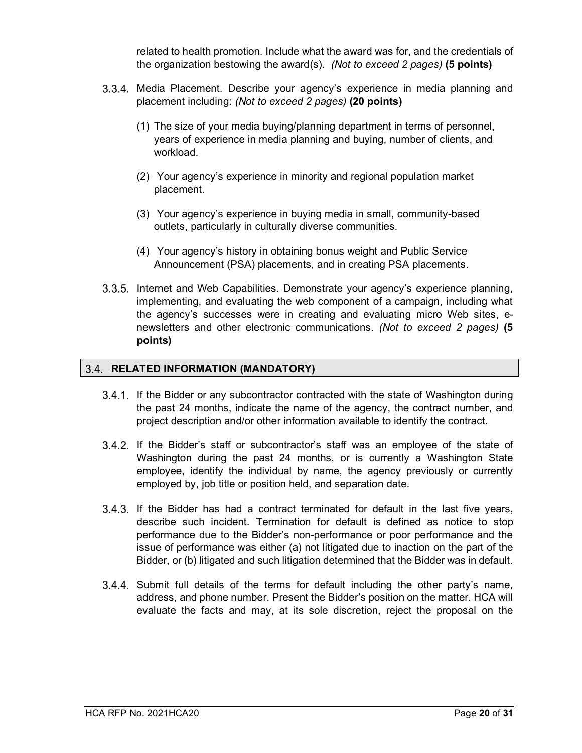related to health promotion. Include what the award was for, and the credentials of the organization bestowing the award(s). *(Not to exceed 2 pages)* **(5 points)**

3.3.4. Media Placement. Describe your agency's experience in media planning and placement including: *(Not to exceed 2 pages)* **(20 points)**

(1) The size of your media buying/planning department in terms of personnel, years of experience in media planning and buying, number of clients, and workload.

(2) Your agency's experience in minority and regional population market placement.

(3) Your agency's experience in buying media in small, community-based outlets, particularly in culturally diverse communities.

(4) Your agency's history in obtaining bonus weight and Public Service Announcement (PSA) placements, and in creating PSA placements.

3.3.5. Internet and Web Capabilities. Demonstrate your agency's experience planning, implementing, and evaluating the web component of a campaign, including what the agency's successes were in creating and evaluating micro Web sites, e-newsletters and other electronic communications. *(Not to exceed 2 pages)* **(5 points)**

## 3.4. RELATED INFORMATION (MANDATORY)

3.4.1. If the Bidder or any subcontractor contracted with the state of Washington during the past 24 months, indicate the name of the agency, the contract number, and project description and/or other information available to identify the contract.

3.4.2. If the Bidder's staff or subcontractor's staff was an employee of the state of Washington during the past 24 months, or is currently a Washington State employee, identify the individual by name, the agency previously or currently employed by, job title or position held, and separation date.

3.4.3. If the Bidder has had a contract terminated for default in the last five years, describe such incident. Termination for default is defined as notice to stop performance due to the Bidder's non-performance or poor performance and the issue of performance was either (a) not litigated due to inaction on the part of the Bidder, or (b) litigated and such litigation determined that the Bidder was in default.

3.4.4. Submit full details of the terms for default including the other party's name, address, and phone number. Present the Bidder's position on the matter. HCA will evaluate the facts and may, at its sole discretion, reject the proposal on the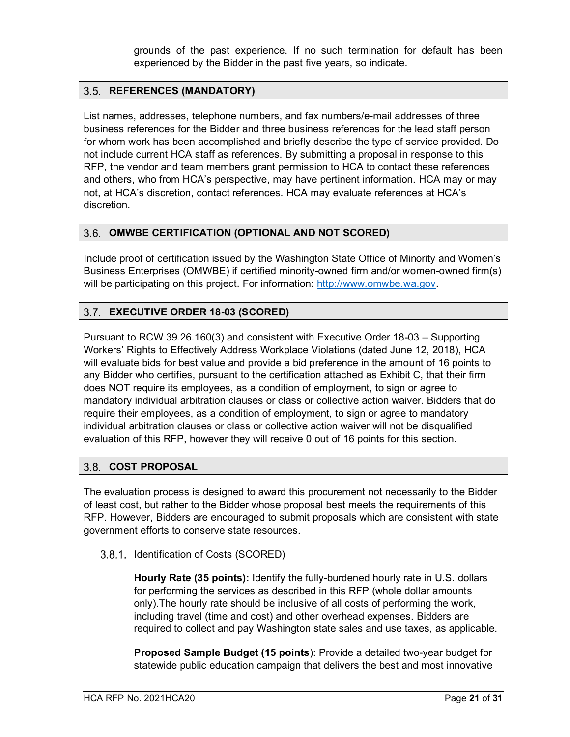grounds of the past experience. If no such termination for default has been experienced by the Bidder in the past five years, so indicate.

## 3.5. REFERENCES (MANDATORY)

List names, addresses, telephone numbers, and fax numbers/e-mail addresses of three business references for the Bidder and three business references for the lead staff person for whom work has been accomplished and briefly describe the type of service provided. Do not include current HCA staff as references. By submitting a proposal in response to this RFP, the vendor and team members grant permission to HCA to contact these references and others, who from HCA's perspective, may have pertinent information. HCA may or may not, at HCA's discretion, contact references. HCA may evaluate references at HCA's discretion.

## 3.6. OMWBE CERTIFICATION (OPTIONAL AND NOT SCORED)

Include proof of certification issued by the Washington State Office of Minority and Women's Business Enterprises (OMWBE) if certified minority-owned firm and/or women-owned firm(s) will be participating on this project. For information: http://www.omwbe.wa.gov.

## 3.7. EXECUTIVE ORDER 18-03 (SCORED)

Pursuant to RCW 39.26.160(3) and consistent with Executive Order 18-03 – Supporting Workers' Rights to Effectively Address Workplace Violations (dated June 12, 2018), HCA will evaluate bids for best value and provide a bid preference in the amount of 16 points to any Bidder who certifies, pursuant to the certification attached as Exhibit C, that their firm does NOT require its employees, as a condition of employment, to sign or agree to mandatory individual arbitration clauses or class or collective action waiver. Bidders that do require their employees, as a condition of employment, to sign or agree to mandatory individual arbitration clauses or class or collective action waiver will not be disqualified evaluation of this RFP, however they will receive 0 out of 16 points for this section.

## 3.8. COST PROPOSAL

The evaluation process is designed to award this procurement not necessarily to the Bidder of least cost, but rather to the Bidder whose proposal best meets the requirements of this RFP. However, Bidders are encouraged to submit proposals which are consistent with state government efforts to conserve state resources.

### 3.8.1. Identification of Costs (SCORED)

**Hourly Rate (35 points):** Identify the fully-burdened hourly rate in U.S. dollars for performing the services as described in this RFP (whole dollar amounts only).The hourly rate should be inclusive of all costs of performing the work, including travel (time and cost) and other overhead expenses. Bidders are required to collect and pay Washington state sales and use taxes, as applicable.

**Proposed Sample Budget (15 points**): Provide a detailed two-year budget for statewide public education campaign that delivers the best and most innovative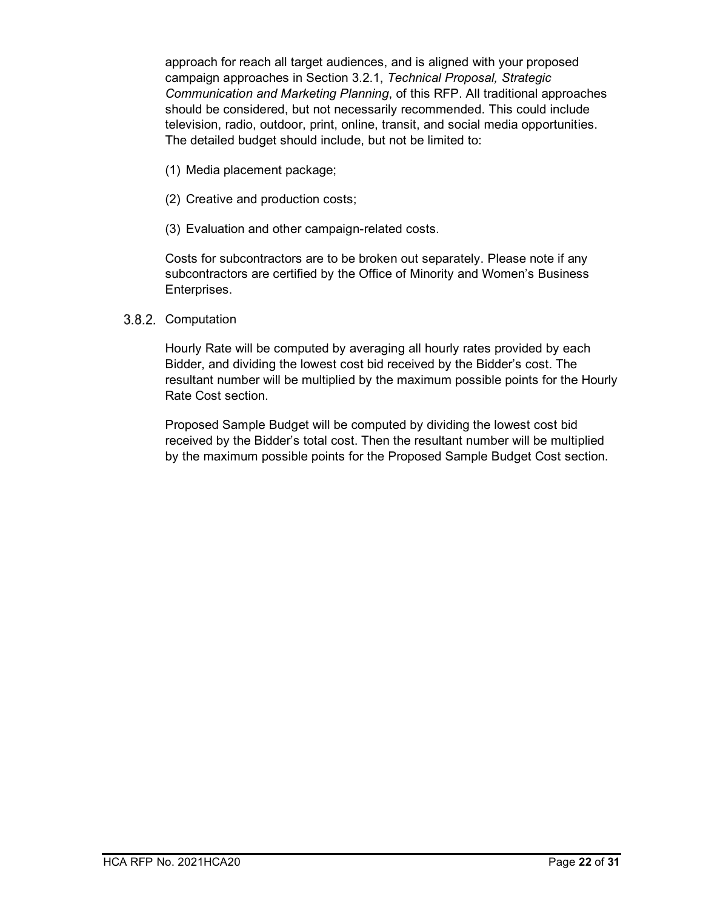approach for reach all target audiences, and is aligned with your proposed campaign approaches in Section 3.2.1, *Technical Proposal, Strategic Communication and Marketing Planning*, of this RFP. All traditional approaches should be considered, but not necessarily recommended. This could include television, radio, outdoor, print, online, transit, and social media opportunities. The detailed budget should include, but not be limited to:

(1) Media placement package;

(2) Creative and production costs;

(3) Evaluation and other campaign-related costs.

Costs for subcontractors are to be broken out separately. Please note if any subcontractors are certified by the Office of Minority and Women's Business Enterprises.

### 3.8.2. Computation

Hourly Rate will be computed by averaging all hourly rates provided by each Bidder, and dividing the lowest cost bid received by the Bidder's cost. The resultant number will be multiplied by the maximum possible points for the Hourly Rate Cost section.

Proposed Sample Budget will be computed by dividing the lowest cost bid received by the Bidder's total cost. Then the resultant number will be multiplied by the maximum possible points for the Proposed Sample Budget Cost section.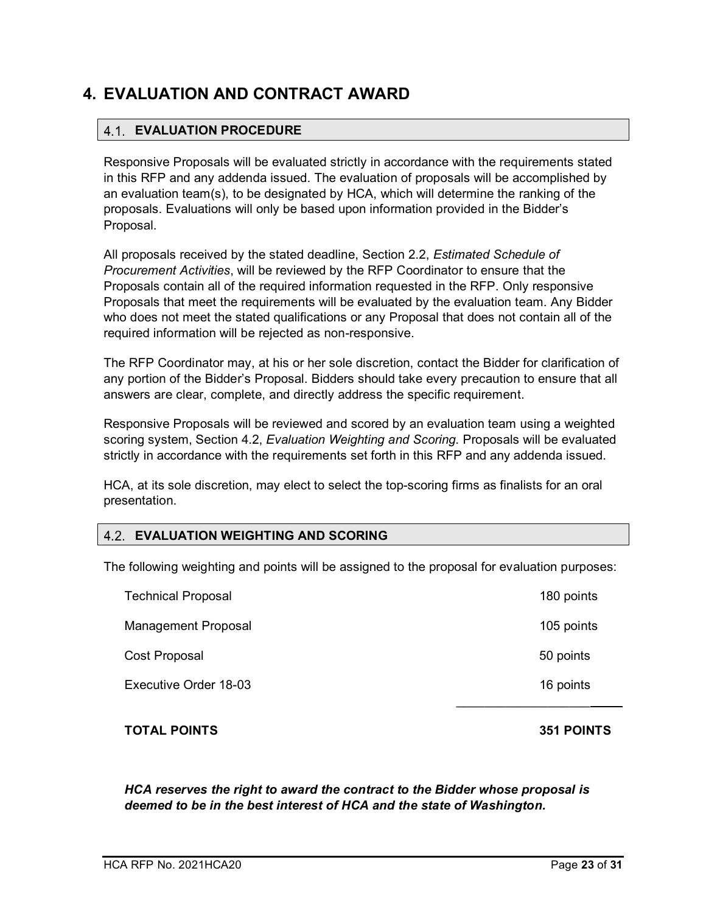# 4. EVALUATION AND CONTRACT AWARD

## 4.1. EVALUATION PROCEDURE

Responsive Proposals will be evaluated strictly in accordance with the requirements stated in this RFP and any addenda issued. The evaluation of proposals will be accomplished by an evaluation team(s), to be designated by HCA, which will determine the ranking of the proposals. Evaluations will only be based upon information provided in the Bidder's Proposal.

All proposals received by the stated deadline, Section 2.2, *Estimated Schedule of Procurement Activities*, will be reviewed by the RFP Coordinator to ensure that the Proposals contain all of the required information requested in the RFP. Only responsive Proposals that meet the requirements will be evaluated by the evaluation team. Any Bidder who does not meet the stated qualifications or any Proposal that does not contain all of the required information will be rejected as non-responsive.

The RFP Coordinator may, at his or her sole discretion, contact the Bidder for clarification of any portion of the Bidder's Proposal. Bidders should take every precaution to ensure that all answers are clear, complete, and directly address the specific requirement.

Responsive Proposals will be reviewed and scored by an evaluation team using a weighted scoring system, Section 4.2, *Evaluation Weighting and Scoring*. Proposals will be evaluated strictly in accordance with the requirements set forth in this RFP and any addenda issued.

HCA, at its sole discretion, may elect to select the top-scoring firms as finalists for an oral presentation.

## 4.2. EVALUATION WEIGHTING AND SCORING

The following weighting and points will be assigned to the proposal for evaluation purposes:

| Category | Points |
|---|---|
| Technical Proposal | 180 points |
| Management Proposal | 105 points |
| Cost Proposal | 50 points |
| Executive Order 18-03 | 16 points |
| **TOTAL POINTS** | **351 POINTS** |

***HCA reserves the right to award the contract to the Bidder whose proposal is deemed to be in the best interest of HCA and the state of Washington.***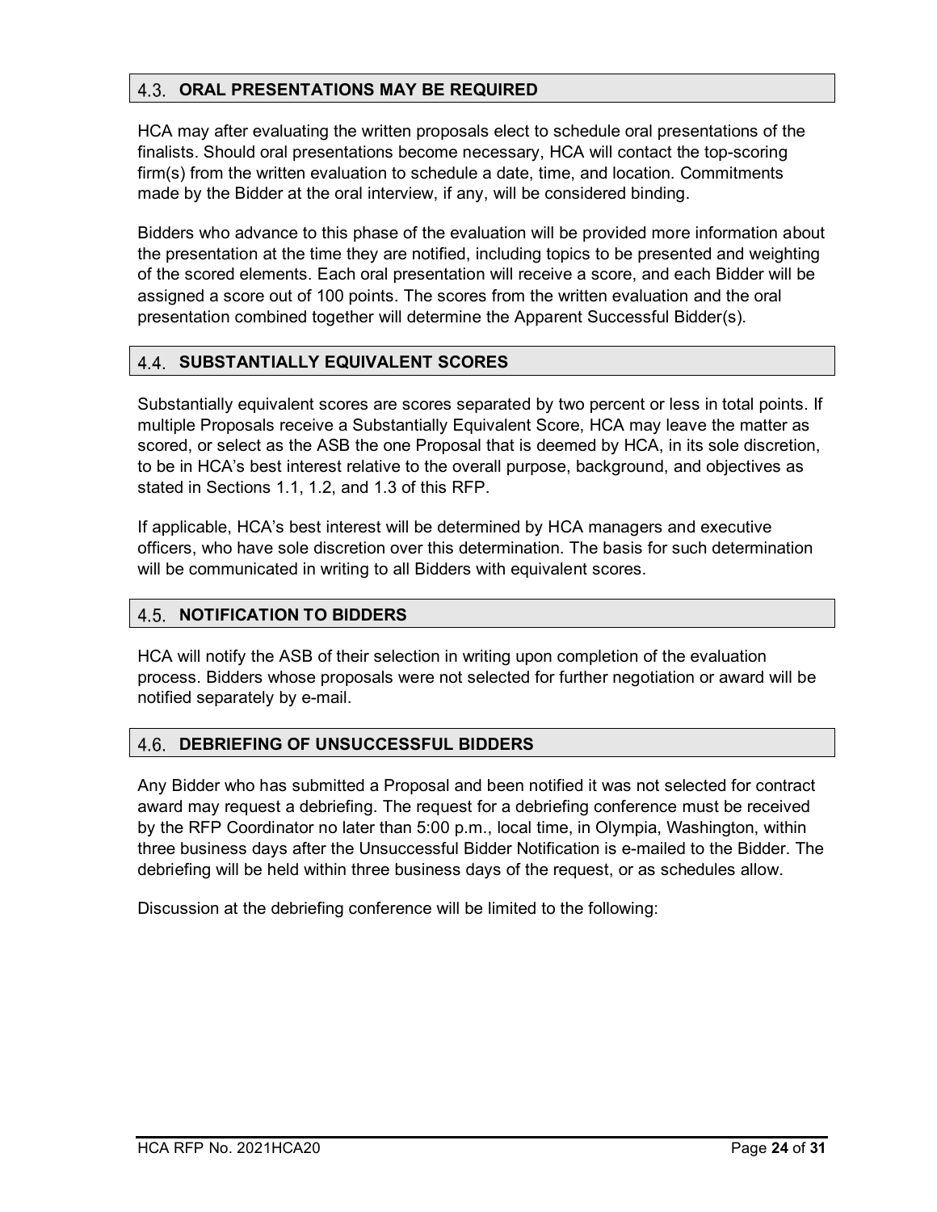## 4.3. ORAL PRESENTATIONS MAY BE REQUIRED

HCA may after evaluating the written proposals elect to schedule oral presentations of the finalists. Should oral presentations become necessary, HCA will contact the top-scoring firm(s) from the written evaluation to schedule a date, time, and location. Commitments made by the Bidder at the oral interview, if any, will be considered binding.

Bidders who advance to this phase of the evaluation will be provided more information about the presentation at the time they are notified, including topics to be presented and weighting of the scored elements. Each oral presentation will receive a score, and each Bidder will be assigned a score out of 100 points. The scores from the written evaluation and the oral presentation combined together will determine the Apparent Successful Bidder(s).

## 4.4. SUBSTANTIALLY EQUIVALENT SCORES

Substantially equivalent scores are scores separated by two percent or less in total points. If multiple Proposals receive a Substantially Equivalent Score, HCA may leave the matter as scored, or select as the ASB the one Proposal that is deemed by HCA, in its sole discretion, to be in HCA's best interest relative to the overall purpose, background, and objectives as stated in Sections 1.1, 1.2, and 1.3 of this RFP.

If applicable, HCA's best interest will be determined by HCA managers and executive officers, who have sole discretion over this determination. The basis for such determination will be communicated in writing to all Bidders with equivalent scores.

## 4.5. NOTIFICATION TO BIDDERS

HCA will notify the ASB of their selection in writing upon completion of the evaluation process. Bidders whose proposals were not selected for further negotiation or award will be notified separately by e-mail.

## 4.6. DEBRIEFING OF UNSUCCESSFUL BIDDERS

Any Bidder who has submitted a Proposal and been notified it was not selected for contract award may request a debriefing. The request for a debriefing conference must be received by the RFP Coordinator no later than 5:00 p.m., local time, in Olympia, Washington, within three business days after the Unsuccessful Bidder Notification is e-mailed to the Bidder. The debriefing will be held within three business days of the request, or as schedules allow.

Discussion at the debriefing conference will be limited to the following: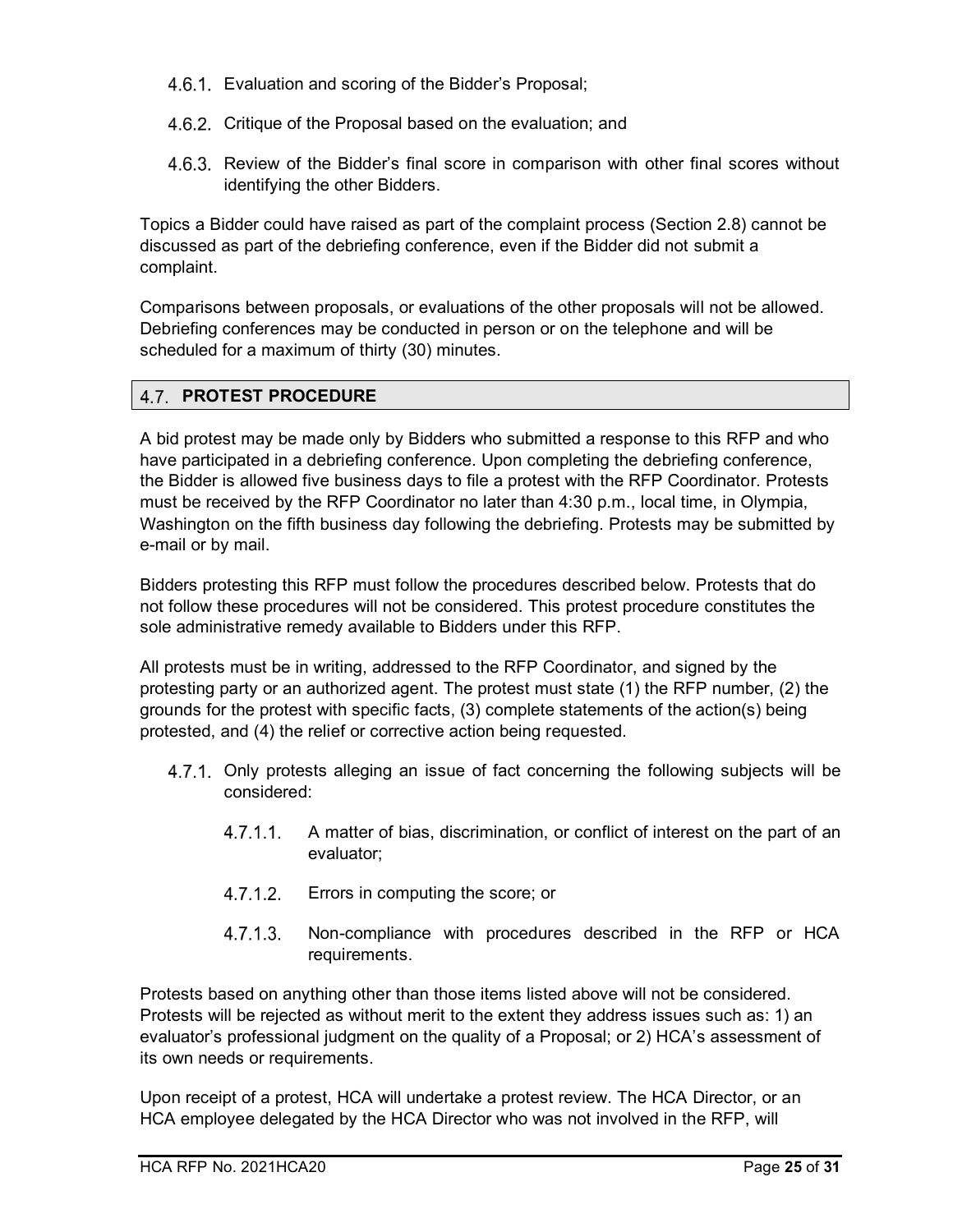4.6.1. Evaluation and scoring of the Bidder's Proposal;

4.6.2. Critique of the Proposal based on the evaluation; and

4.6.3. Review of the Bidder's final score in comparison with other final scores without identifying the other Bidders.

Topics a Bidder could have raised as part of the complaint process (Section 2.8) cannot be discussed as part of the debriefing conference, even if the Bidder did not submit a complaint.

Comparisons between proposals, or evaluations of the other proposals will not be allowed. Debriefing conferences may be conducted in person or on the telephone and will be scheduled for a maximum of thirty (30) minutes.

## 4.7. PROTEST PROCEDURE

A bid protest may be made only by Bidders who submitted a response to this RFP and who have participated in a debriefing conference. Upon completing the debriefing conference, the Bidder is allowed five business days to file a protest with the RFP Coordinator. Protests must be received by the RFP Coordinator no later than 4:30 p.m., local time, in Olympia, Washington on the fifth business day following the debriefing. Protests may be submitted by e-mail or by mail.

Bidders protesting this RFP must follow the procedures described below. Protests that do not follow these procedures will not be considered. This protest procedure constitutes the sole administrative remedy available to Bidders under this RFP.

All protests must be in writing, addressed to the RFP Coordinator, and signed by the protesting party or an authorized agent. The protest must state (1) the RFP number, (2) the grounds for the protest with specific facts, (3) complete statements of the action(s) being protested, and (4) the relief or corrective action being requested.

4.7.1. Only protests alleging an issue of fact concerning the following subjects will be considered:

4.7.1.1. A matter of bias, discrimination, or conflict of interest on the part of an evaluator;

4.7.1.2. Errors in computing the score; or

4.7.1.3. Non-compliance with procedures described in the RFP or HCA requirements.

Protests based on anything other than those items listed above will not be considered. Protests will be rejected as without merit to the extent they address issues such as: 1) an evaluator's professional judgment on the quality of a Proposal; or 2) HCA's assessment of its own needs or requirements.

Upon receipt of a protest, HCA will undertake a protest review. The HCA Director, or an HCA employee delegated by the HCA Director who was not involved in the RFP, will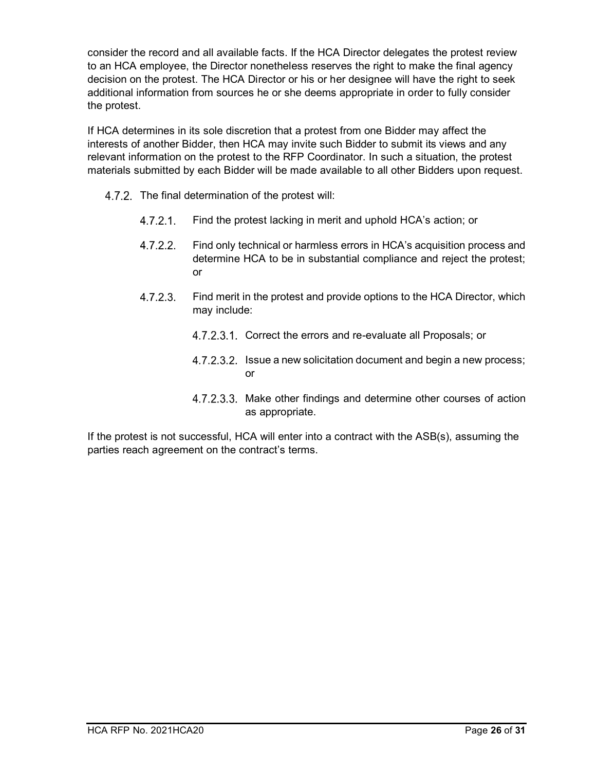consider the record and all available facts. If the HCA Director delegates the protest review to an HCA employee, the Director nonetheless reserves the right to make the final agency decision on the protest. The HCA Director or his or her designee will have the right to seek additional information from sources he or she deems appropriate in order to fully consider the protest.

If HCA determines in its sole discretion that a protest from one Bidder may affect the interests of another Bidder, then HCA may invite such Bidder to submit its views and any relevant information on the protest to the RFP Coordinator. In such a situation, the protest materials submitted by each Bidder will be made available to all other Bidders upon request.

4.7.2. The final determination of the protest will:

4.7.2.1. Find the protest lacking in merit and uphold HCA's action; or

4.7.2.2. Find only technical or harmless errors in HCA's acquisition process and determine HCA to be in substantial compliance and reject the protest; or

4.7.2.3. Find merit in the protest and provide options to the HCA Director, which may include:

4.7.2.3.1. Correct the errors and re-evaluate all Proposals; or

4.7.2.3.2. Issue a new solicitation document and begin a new process; or

4.7.2.3.3. Make other findings and determine other courses of action as appropriate.

If the protest is not successful, HCA will enter into a contract with the ASB(s), assuming the parties reach agreement on the contract's terms.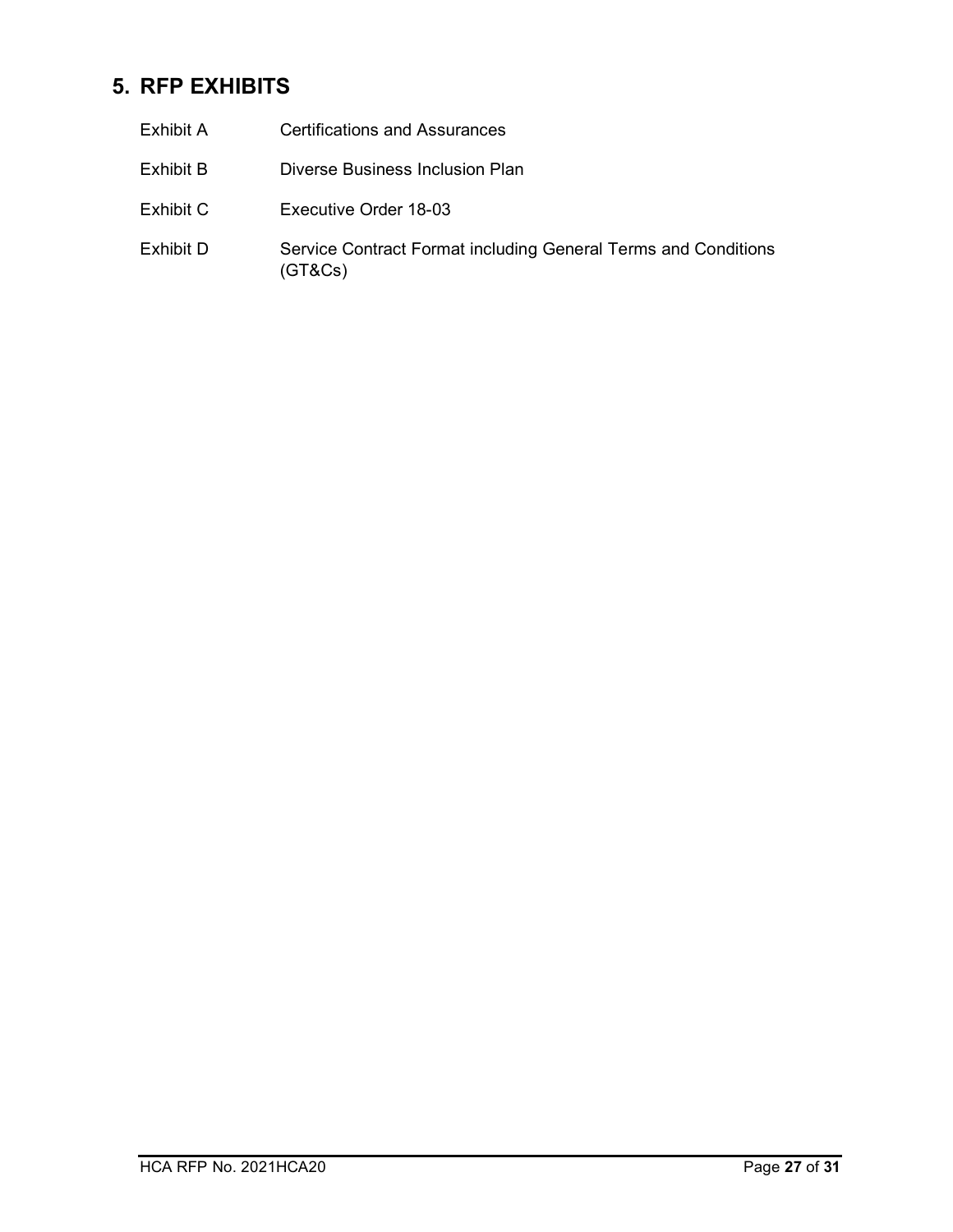## 5. RFP EXHIBITS

| | |
|---|---|
| Exhibit A | Certifications and Assurances |
| Exhibit B | Diverse Business Inclusion Plan |
| Exhibit C | Executive Order 18-03 |
| Exhibit D | Service Contract Format including General Terms and Conditions (GT&Cs) |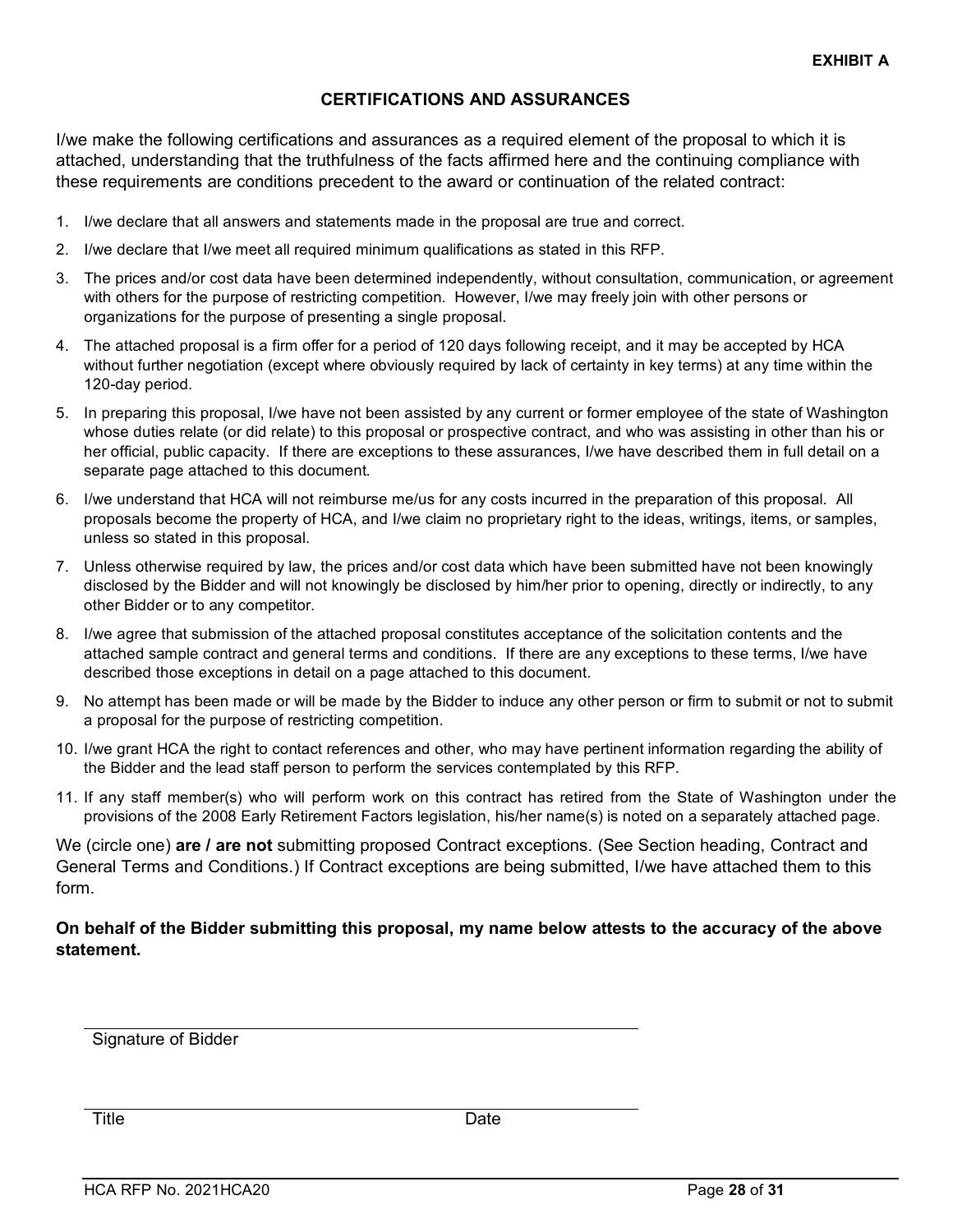**EXHIBIT A**

## CERTIFICATIONS AND ASSURANCES

I/we make the following certifications and assurances as a required element of the proposal to which it is attached, understanding that the truthfulness of the facts affirmed here and the continuing compliance with these requirements are conditions precedent to the award or continuation of the related contract:

1. I/we declare that all answers and statements made in the proposal are true and correct.
2. I/we declare that I/we meet all required minimum qualifications as stated in this RFP.
3. The prices and/or cost data have been determined independently, without consultation, communication, or agreement with others for the purpose of restricting competition. However, I/we may freely join with other persons or organizations for the purpose of presenting a single proposal.
4. The attached proposal is a firm offer for a period of 120 days following receipt, and it may be accepted by HCA without further negotiation (except where obviously required by lack of certainty in key terms) at any time within the 120-day period.
5. In preparing this proposal, I/we have not been assisted by any current or former employee of the state of Washington whose duties relate (or did relate) to this proposal or prospective contract, and who was assisting in other than his or her official, public capacity. If there are exceptions to these assurances, I/we have described them in full detail on a separate page attached to this document.
6. I/we understand that HCA will not reimburse me/us for any costs incurred in the preparation of this proposal. All proposals become the property of HCA, and I/we claim no proprietary right to the ideas, writings, items, or samples, unless so stated in this proposal.
7. Unless otherwise required by law, the prices and/or cost data which have been submitted have not been knowingly disclosed by the Bidder and will not knowingly be disclosed by him/her prior to opening, directly or indirectly, to any other Bidder or to any competitor.
8. I/we agree that submission of the attached proposal constitutes acceptance of the solicitation contents and the attached sample contract and general terms and conditions. If there are any exceptions to these terms, I/we have described those exceptions in detail on a page attached to this document.
9. No attempt has been made or will be made by the Bidder to induce any other person or firm to submit or not to submit a proposal for the purpose of restricting competition.
10. I/we grant HCA the right to contact references and other, who may have pertinent information regarding the ability of the Bidder and the lead staff person to perform the services contemplated by this RFP.
11. If any staff member(s) who will perform work on this contract has retired from the State of Washington under the provisions of the 2008 Early Retirement Factors legislation, his/her name(s) is noted on a separately attached page.

We (circle one) **are / are not** submitting proposed Contract exceptions. (See Section heading, Contract and General Terms and Conditions.) If Contract exceptions are being submitted, I/we have attached them to this form.

**On behalf of the Bidder submitting this proposal, my name below attests to the accuracy of the above statement.**

______________________________________________
Signature of Bidder

______________________________________________
Title                                                                 Date

HCA RFP No. 2021HCA20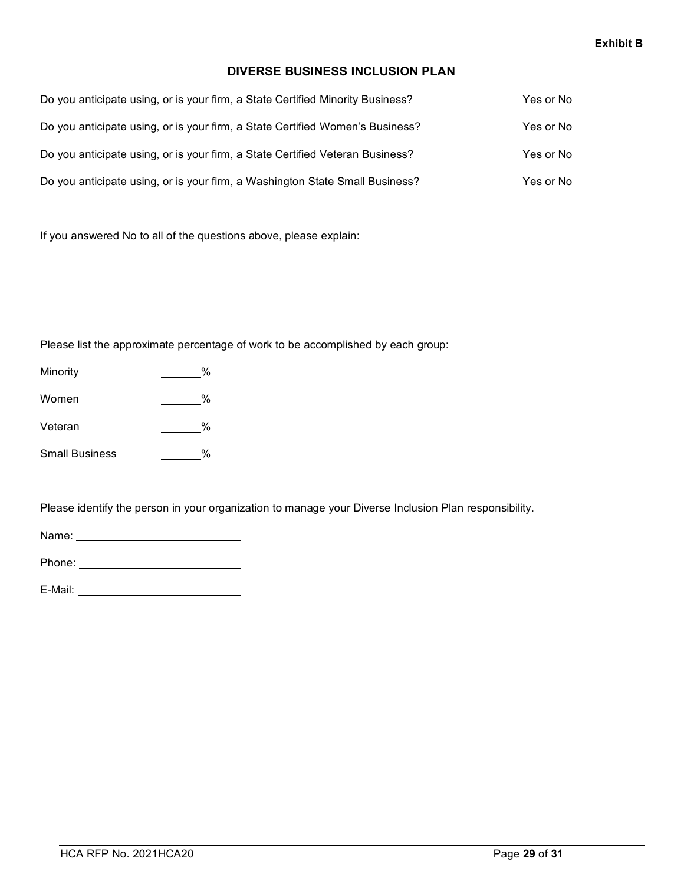**Exhibit B**

## DIVERSE BUSINESS INCLUSION PLAN

| | |
|---|---|
| Do you anticipate using, or is your firm, a State Certified Minority Business? | Yes or No |
| Do you anticipate using, or is your firm, a State Certified Women's Business? | Yes or No |
| Do you anticipate using, or is your firm, a State Certified Veteran Business? | Yes or No |
| Do you anticipate using, or is your firm, a Washington State Small Business? | Yes or No |

If you answered No to all of the questions above, please explain:

Please list the approximate percentage of work to be accomplished by each group:

Minority ______%

Women ______%

Veteran ______%

Small Business ______%

Please identify the person in your organization to manage your Diverse Inclusion Plan responsibility.

Name: ________________________

Phone: ________________________

E-Mail: ________________________

HCA RFP No. 2021HCA20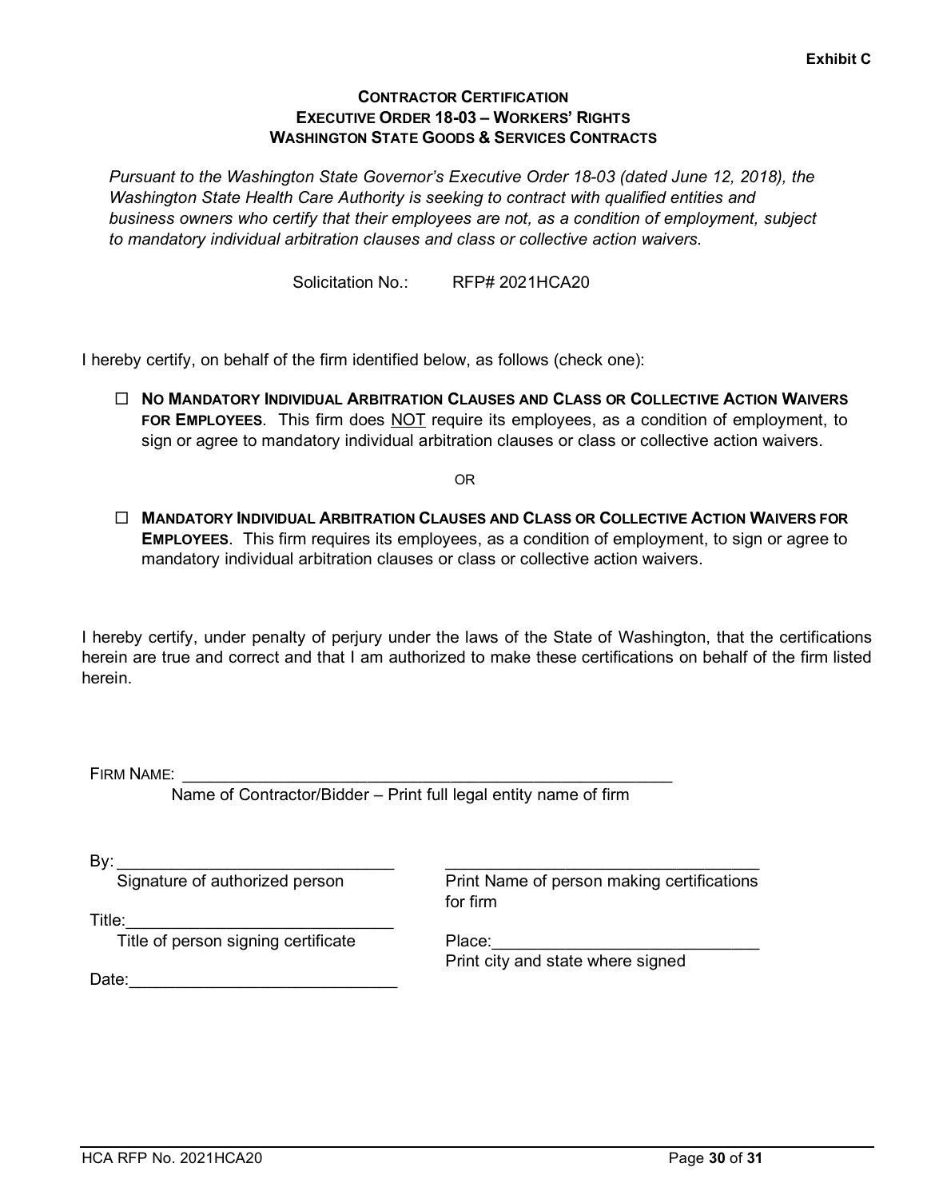**Exhibit C**

**CONTRACTOR CERTIFICATION**
**EXECUTIVE ORDER 18-03 – WORKERS' RIGHTS**
**WASHINGTON STATE GOODS & SERVICES CONTRACTS**

*Pursuant to the Washington State Governor's Executive Order 18-03 (dated June 12, 2018), the Washington State Health Care Authority is seeking to contract with qualified entities and business owners who certify that their employees are not, as a condition of employment, subject to mandatory individual arbitration clauses and class or collective action waivers.*

Solicitation No.: RFP# 2021HCA20

I hereby certify, on behalf of the firm identified below, as follows (check one):

☐ **NO MANDATORY INDIVIDUAL ARBITRATION CLAUSES AND CLASS OR COLLECTIVE ACTION WAIVERS FOR EMPLOYEES**. This firm does NOT require its employees, as a condition of employment, to sign or agree to mandatory individual arbitration clauses or class or collective action waivers.

OR

☐ **MANDATORY INDIVIDUAL ARBITRATION CLAUSES AND CLASS OR COLLECTIVE ACTION WAIVERS FOR EMPLOYEES**. This firm requires its employees, as a condition of employment, to sign or agree to mandatory individual arbitration clauses or class or collective action waivers.

I hereby certify, under penalty of perjury under the laws of the State of Washington, that the certifications herein are true and correct and that I am authorized to make these certifications on behalf of the firm listed herein.

FIRM NAME: ______________________________________________________
Name of Contractor/Bidder – Print full legal entity name of firm

By: ______________________________ ______________________________
Signature of authorized person Print Name of person making certifications for firm

Title: ______________________________
Title of person signing certificate

Place: ______________________________
Print city and state where signed

Date: ______________________________

HCA RFP No. 2021HCA20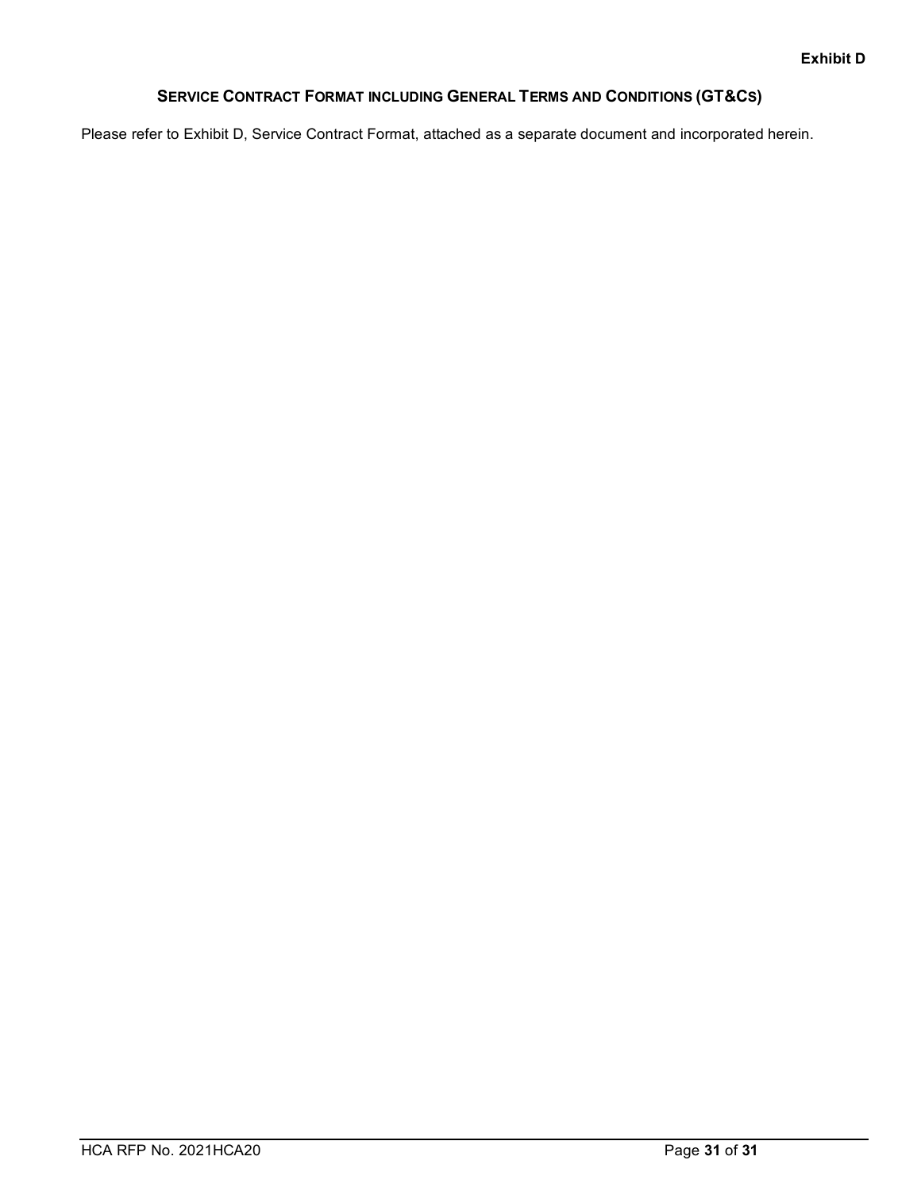**Exhibit D**

## SERVICE CONTRACT FORMAT INCLUDING GENERAL TERMS AND CONDITIONS (GT&CS)

Please refer to Exhibit D, Service Contract Format, attached as a separate document and incorporated herein.